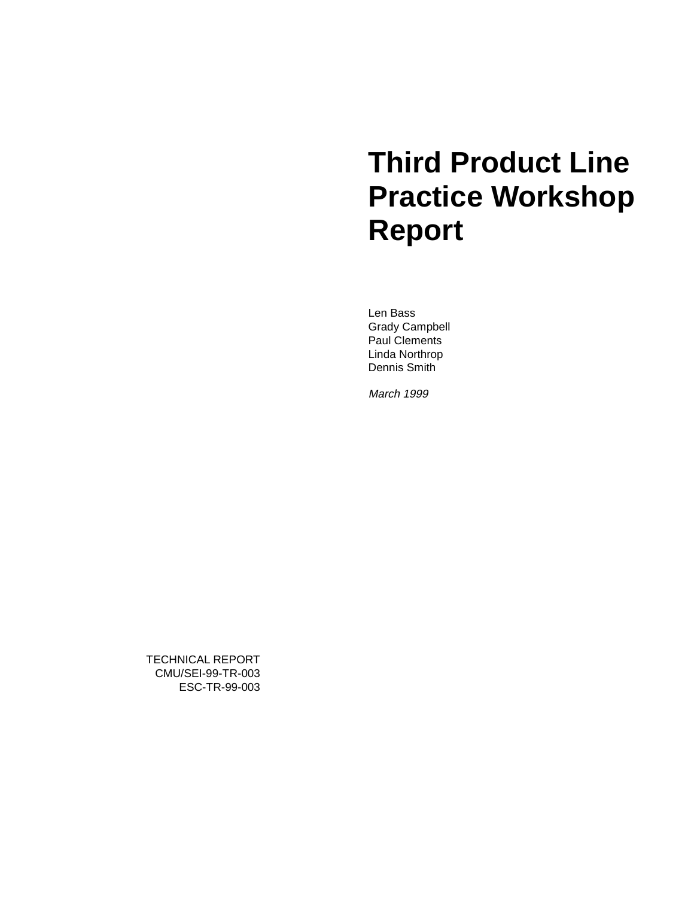# Third Product Line Practice Workshop Report

Len Bass
Grady Campbell
Paul Clements
Linda Northrop
Dennis Smith

*March 1999*

TECHNICAL REPORT
CMU/SEI-99-TR-003
ESC-TR-99-003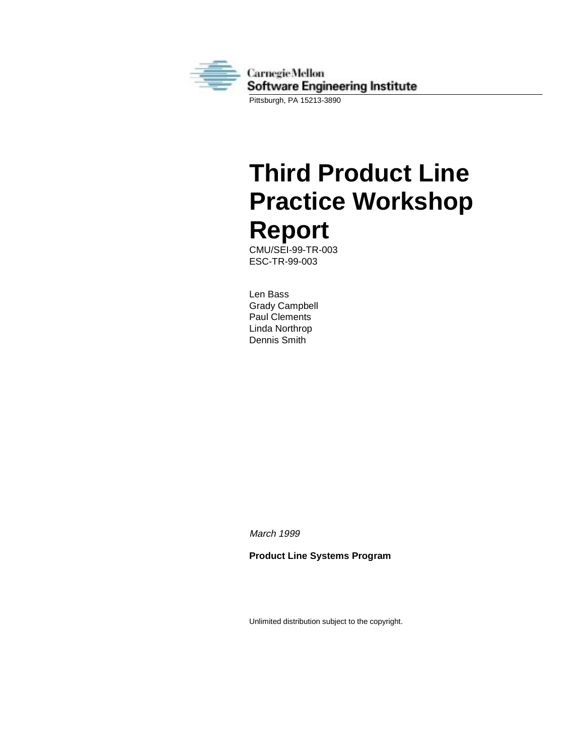Carnegie Mellon
Software Engineering Institute

Pittsburgh, PA 15213-3890

# Third Product Line Practice Workshop Report

CMU/SEI-99-TR-003
ESC-TR-99-003

Len Bass
Grady Campbell
Paul Clements
Linda Northrop
Dennis Smith

*March 1999*

**Product Line Systems Program**

Unlimited distribution subject to the copyright.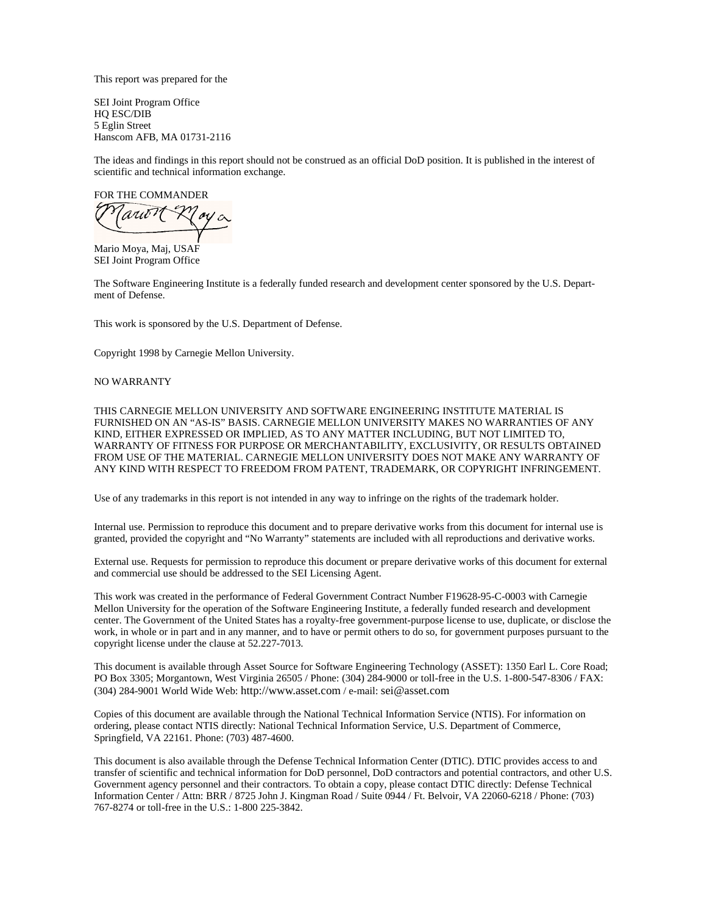This report was prepared for the

SEI Joint Program Office
HQ ESC/DIB
5 Eglin Street
Hanscom AFB, MA 01731-2116

The ideas and findings in this report should not be construed as an official DoD position. It is published in the interest of scientific and technical information exchange.

FOR THE COMMANDER

Mario Moya, Maj, USAF
SEI Joint Program Office

The Software Engineering Institute is a federally funded research and development center sponsored by the U.S. Department of Defense.

This work is sponsored by the U.S. Department of Defense.

Copyright 1998 by Carnegie Mellon University.

NO WARRANTY

THIS CARNEGIE MELLON UNIVERSITY AND SOFTWARE ENGINEERING INSTITUTE MATERIAL IS FURNISHED ON AN "AS-IS" BASIS. CARNEGIE MELLON UNIVERSITY MAKES NO WARRANTIES OF ANY KIND, EITHER EXPRESSED OR IMPLIED, AS TO ANY MATTER INCLUDING, BUT NOT LIMITED TO, WARRANTY OF FITNESS FOR PURPOSE OR MERCHANTABILITY, EXCLUSIVITY, OR RESULTS OBTAINED FROM USE OF THE MATERIAL. CARNEGIE MELLON UNIVERSITY DOES NOT MAKE ANY WARRANTY OF ANY KIND WITH RESPECT TO FREEDOM FROM PATENT, TRADEMARK, OR COPYRIGHT INFRINGEMENT.

Use of any trademarks in this report is not intended in any way to infringe on the rights of the trademark holder.

Internal use. Permission to reproduce this document and to prepare derivative works from this document for internal use is granted, provided the copyright and "No Warranty" statements are included with all reproductions and derivative works.

External use. Requests for permission to reproduce this document or prepare derivative works of this document for external and commercial use should be addressed to the SEI Licensing Agent.

This work was created in the performance of Federal Government Contract Number F19628-95-C-0003 with Carnegie Mellon University for the operation of the Software Engineering Institute, a federally funded research and development center. The Government of the United States has a royalty-free government-purpose license to use, duplicate, or disclose the work, in whole or in part and in any manner, and to have or permit others to do so, for government purposes pursuant to the copyright license under the clause at 52.227-7013.

This document is available through Asset Source for Software Engineering Technology (ASSET): 1350 Earl L. Core Road; PO Box 3305; Morgantown, West Virginia 26505 / Phone: (304) 284-9000 or toll-free in the U.S. 1-800-547-8306 / FAX: (304) 284-9001 World Wide Web: http://www.asset.com / e-mail: sei@asset.com

Copies of this document are available through the National Technical Information Service (NTIS). For information on ordering, please contact NTIS directly: National Technical Information Service, U.S. Department of Commerce, Springfield, VA 22161. Phone: (703) 487-4600.

This document is also available through the Defense Technical Information Center (DTIC). DTIC provides access to and transfer of scientific and technical information for DoD personnel, DoD contractors and potential contractors, and other U.S. Government agency personnel and their contractors. To obtain a copy, please contact DTIC directly: Defense Technical Information Center / Attn: BRR / 8725 John J. Kingman Road / Suite 0944 / Ft. Belvoir, VA 22060-6218 / Phone: (703) 767-8274 or toll-free in the U.S.: 1-800 225-3842.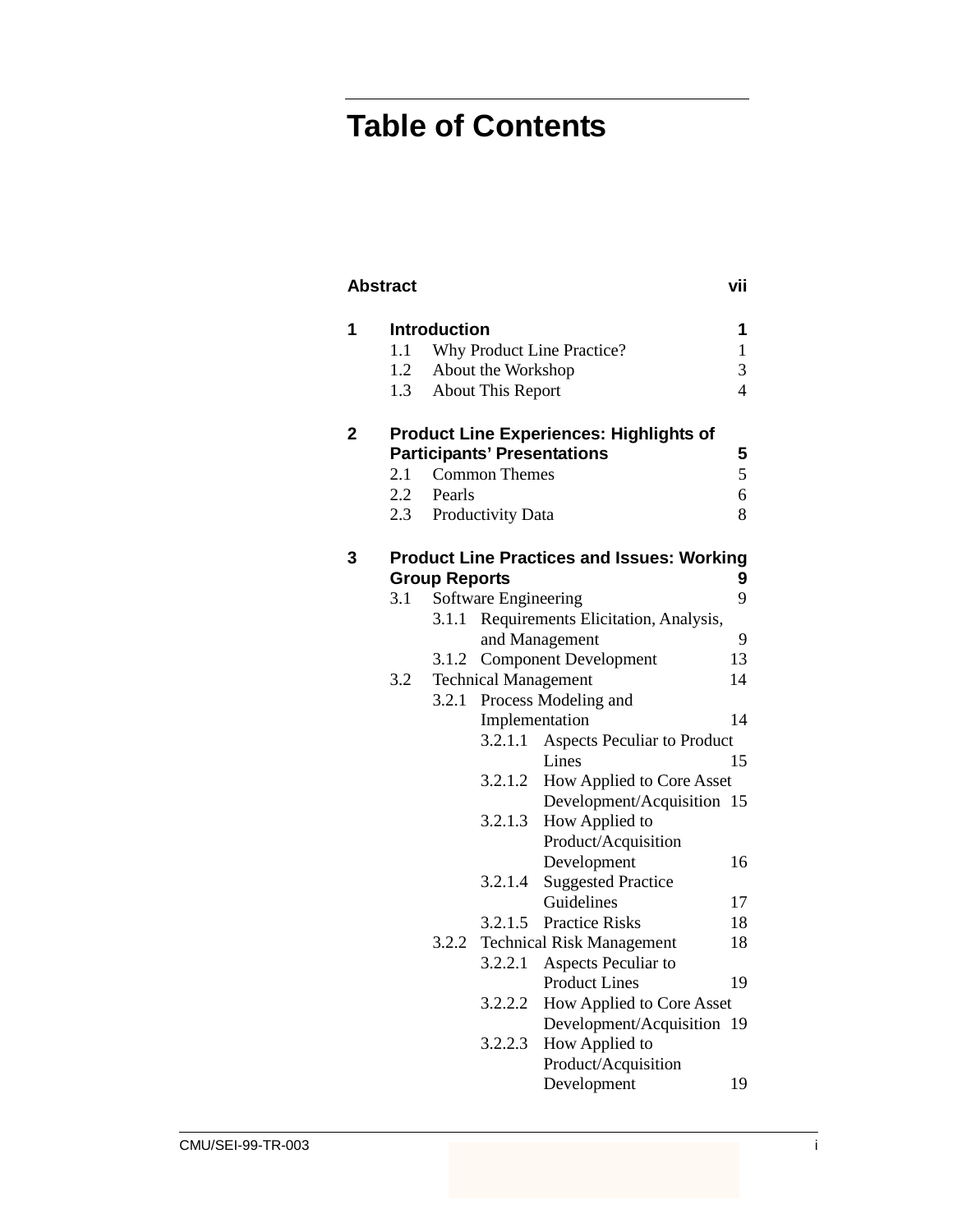# Table of Contents

**Abstract** vii

**1 Introduction** 1

- 1.1 Why Product Line Practice? 1
- 1.2 About the Workshop 3
- 1.3 About This Report 4

**2 Product Line Experiences: Highlights of Participants' Presentations** 5

- 2.1 Common Themes 5
- 2.2 Pearls 6
- 2.3 Productivity Data 8

**3 Product Line Practices and Issues: Working Group Reports** 9

- 3.1 Software Engineering 9
  - 3.1.1 Requirements Elicitation, Analysis, and Management 9
  - 3.1.2 Component Development 13
- 3.2 Technical Management 14
  - 3.2.1 Process Modeling and Implementation 14
    - 3.2.1.1 Aspects Peculiar to Product Lines 15
    - 3.2.1.2 How Applied to Core Asset Development/Acquisition 15
    - 3.2.1.3 How Applied to Product/Acquisition Development 16
    - 3.2.1.4 Suggested Practice Guidelines 17
    - 3.2.1.5 Practice Risks 18
  - 3.2.2 Technical Risk Management 18
    - 3.2.2.1 Aspects Peculiar to Product Lines 19
    - 3.2.2.2 How Applied to Core Asset Development/Acquisition 19
    - 3.2.2.3 How Applied to Product/Acquisition Development 19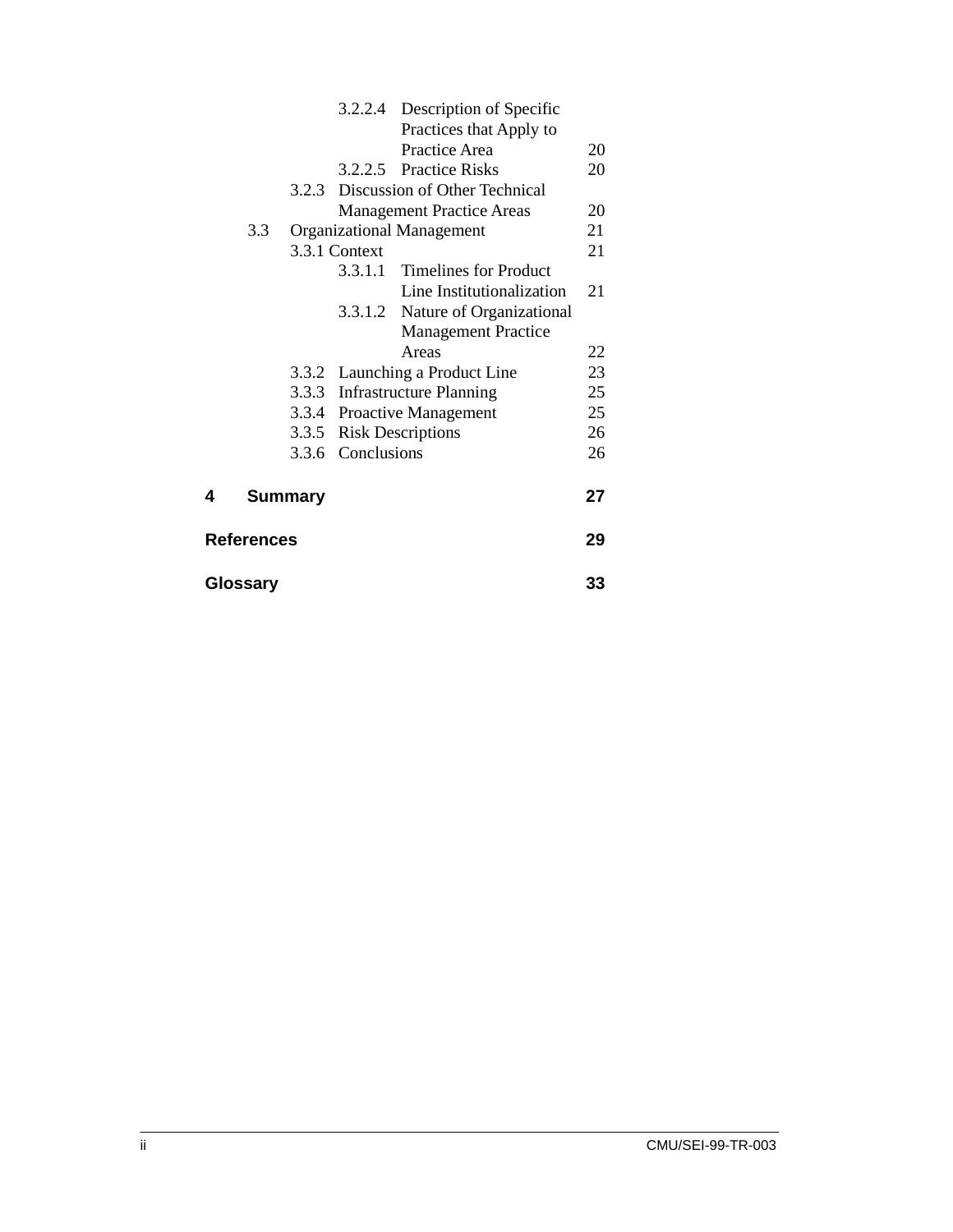3.2.2.4 Description of Specific Practices that Apply to Practice Area 20
3.2.2.5 Practice Risks 20
3.2.3 Discussion of Other Technical Management Practice Areas 20
3.3 Organizational Management 21
3.3.1 Context 21
3.3.1.1 Timelines for Product Line Institutionalization 21
3.3.1.2 Nature of Organizational Management Practice Areas 22
3.3.2 Launching a Product Line 23
3.3.3 Infrastructure Planning 25
3.3.4 Proactive Management 25
3.3.5 Risk Descriptions 26
3.3.6 Conclusions 26

**4 Summary 27**

**References 29**

**Glossary 33**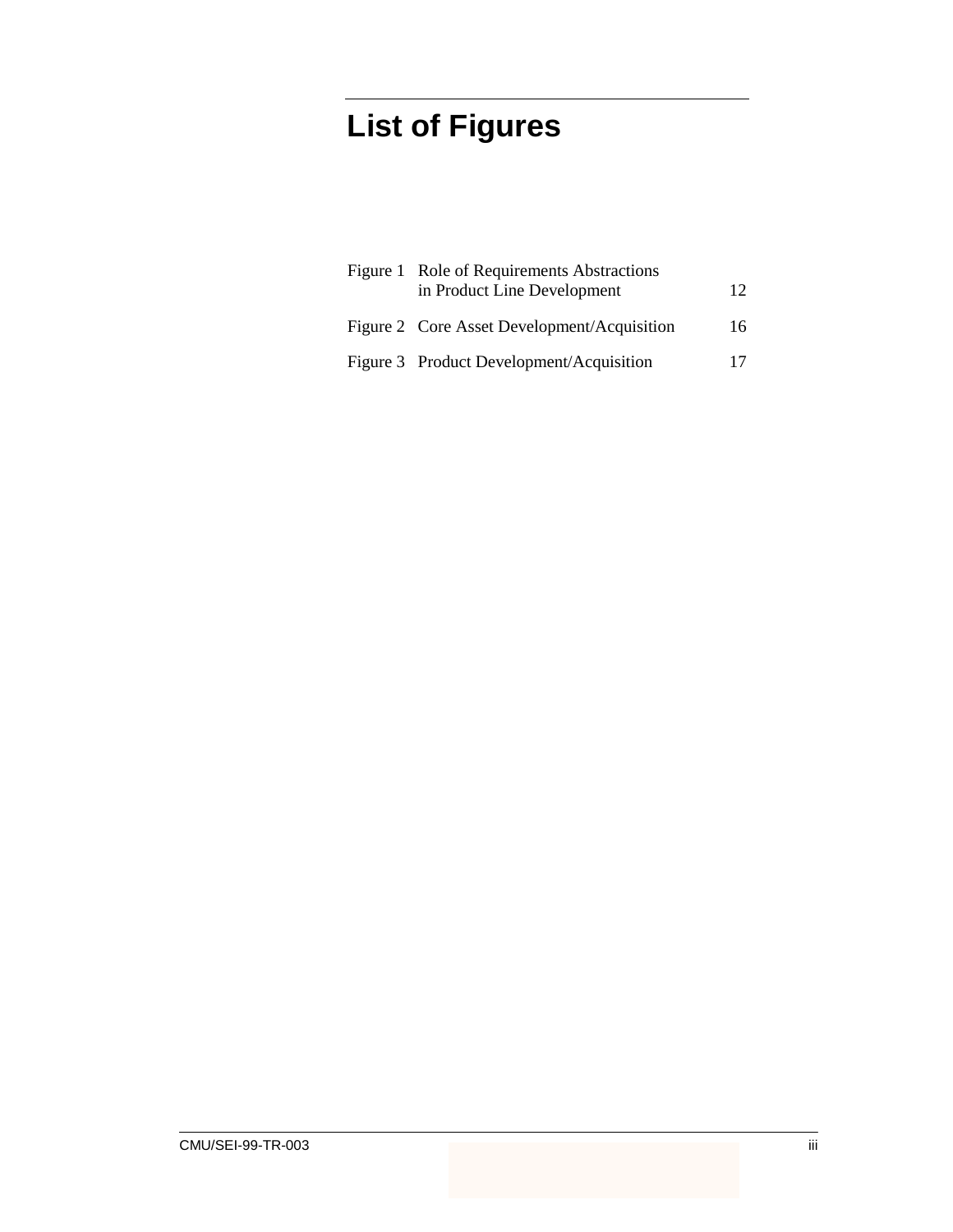# List of Figures

| | | |
|---|---|---|
| Figure 1 | Role of Requirements Abstractions in Product Line Development | 12 |
| Figure 2 | Core Asset Development/Acquisition | 16 |
| Figure 3 | Product Development/Acquisition | 17 |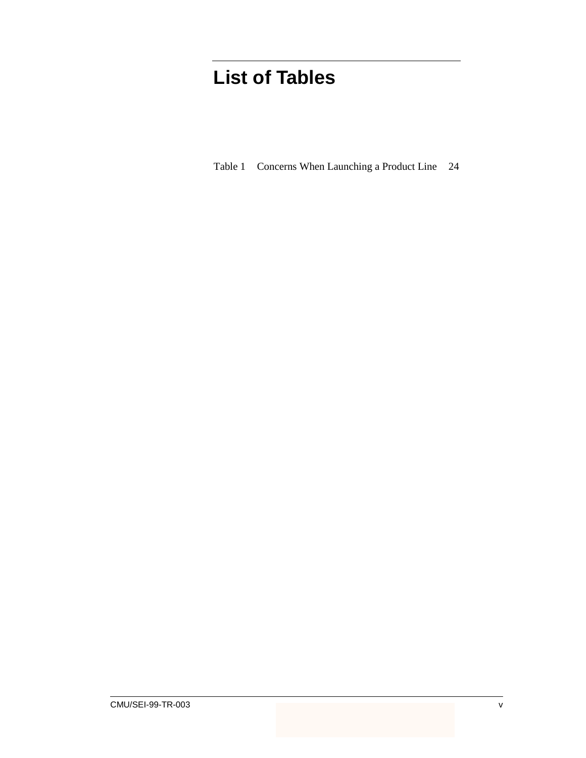# List of Tables

Table 1 Concerns When Launching a Product Line 24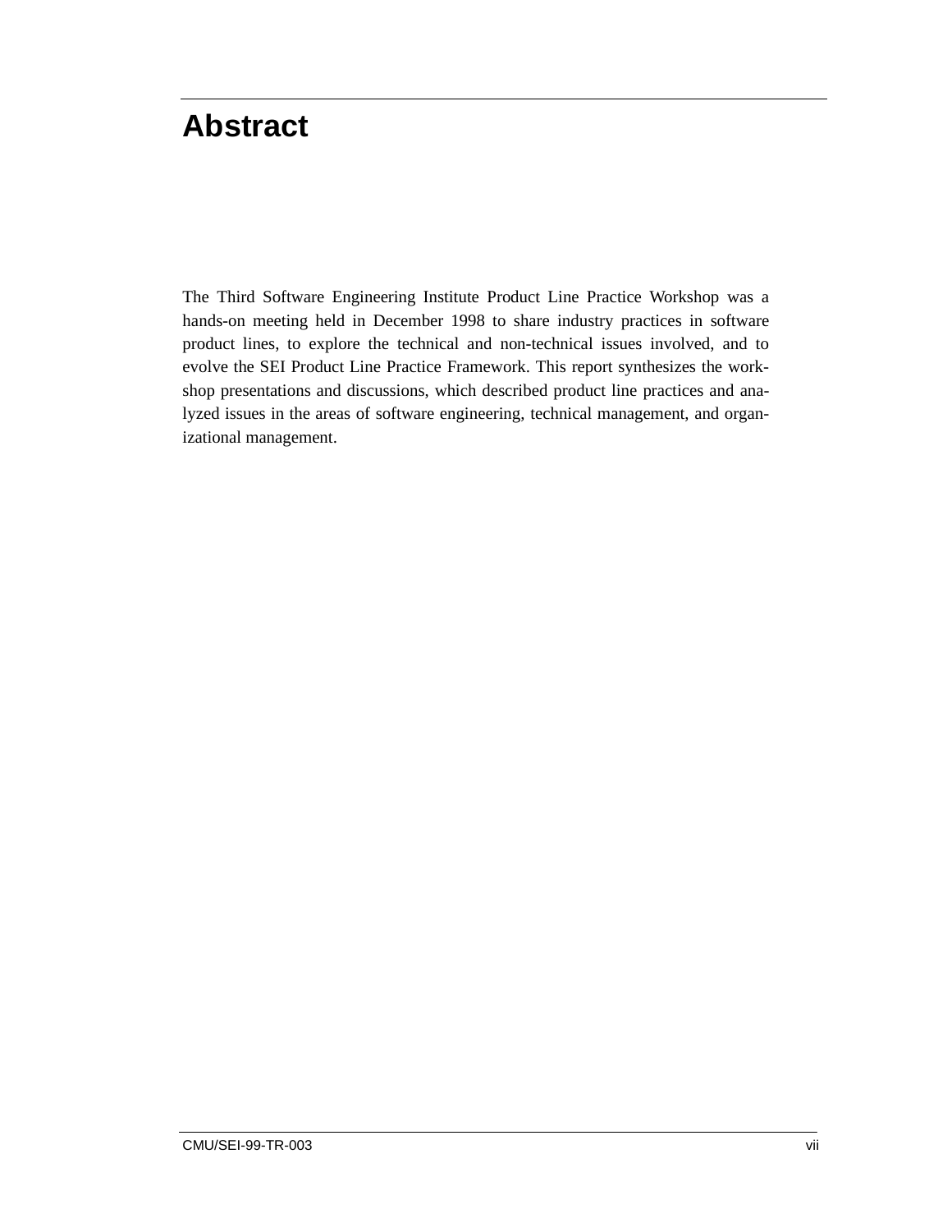# Abstract

The Third Software Engineering Institute Product Line Practice Workshop was a hands-on meeting held in December 1998 to share industry practices in software product lines, to explore the technical and non-technical issues involved, and to evolve the SEI Product Line Practice Framework. This report synthesizes the workshop presentations and discussions, which described product line practices and analyzed issues in the areas of software engineering, technical management, and organizational management.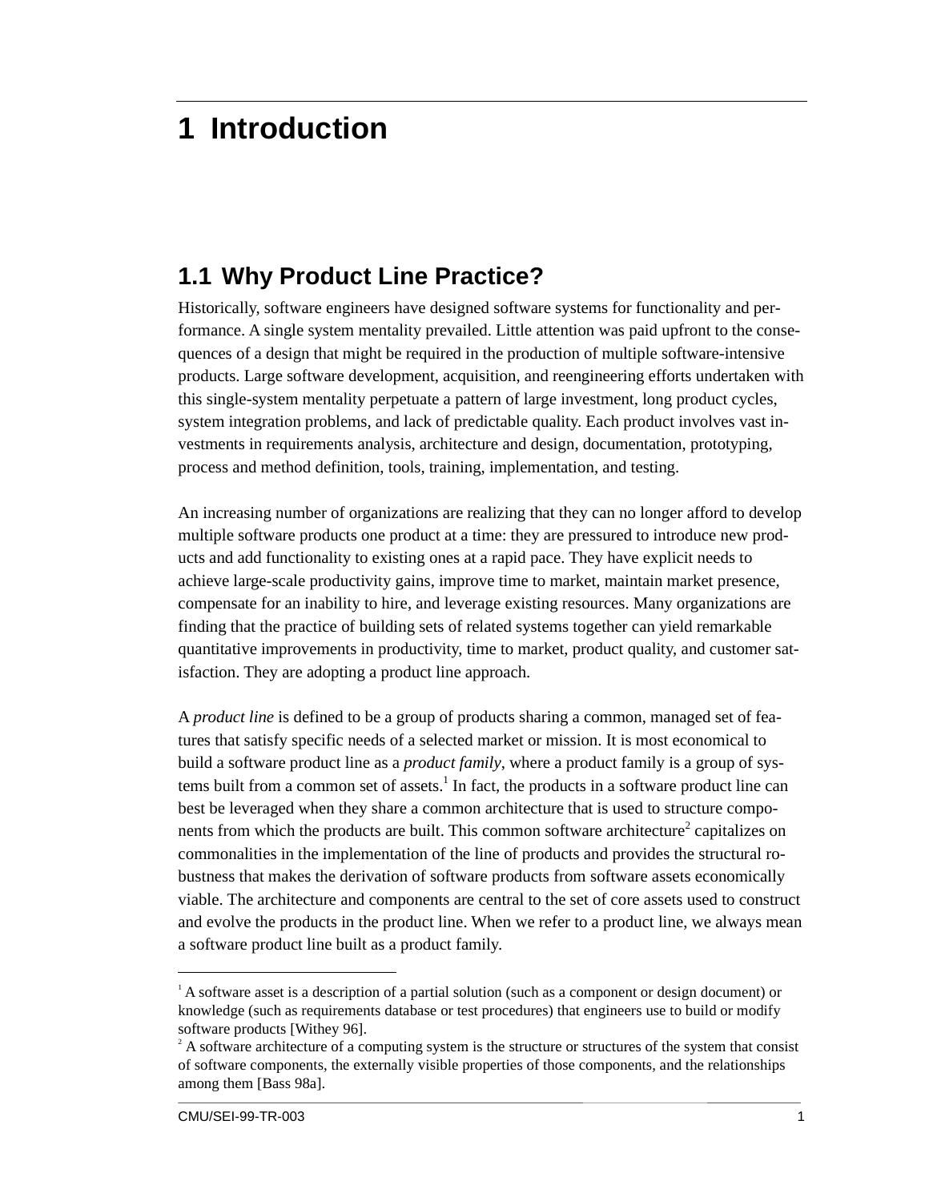# 1 Introduction

## 1.1 Why Product Line Practice?

Historically, software engineers have designed software systems for functionality and performance. A single system mentality prevailed. Little attention was paid upfront to the consequences of a design that might be required in the production of multiple software-intensive products. Large software development, acquisition, and reengineering efforts undertaken with this single-system mentality perpetuate a pattern of large investment, long product cycles, system integration problems, and lack of predictable quality. Each product involves vast investments in requirements analysis, architecture and design, documentation, prototyping, process and method definition, tools, training, implementation, and testing.

An increasing number of organizations are realizing that they can no longer afford to develop multiple software products one product at a time: they are pressured to introduce new products and add functionality to existing ones at a rapid pace. They have explicit needs to achieve large-scale productivity gains, improve time to market, maintain market presence, compensate for an inability to hire, and leverage existing resources. Many organizations are finding that the practice of building sets of related systems together can yield remarkable quantitative improvements in productivity, time to market, product quality, and customer satisfaction. They are adopting a product line approach.

A *product line* is defined to be a group of products sharing a common, managed set of features that satisfy specific needs of a selected market or mission. It is most economical to build a software product line as a *product family*, where a product family is a group of systems built from a common set of assets.[1] In fact, the products in a software product line can best be leveraged when they share a common architecture that is used to structure components from which the products are built. This common software architecture[2] capitalizes on commonalities in the implementation of the line of products and provides the structural robustness that makes the derivation of software products from software assets economically viable. The architecture and components are central to the set of core assets used to construct and evolve the products in the product line. When we refer to a product line, we always mean a software product line built as a product family.

---

[1] A software asset is a description of a partial solution (such as a component or design document) or knowledge (such as requirements database or test procedures) that engineers use to build or modify software products [Withey 96].

[2] A software architecture of a computing system is the structure or structures of the system that consist of software components, the externally visible properties of those components, and the relationships among them [Bass 98a].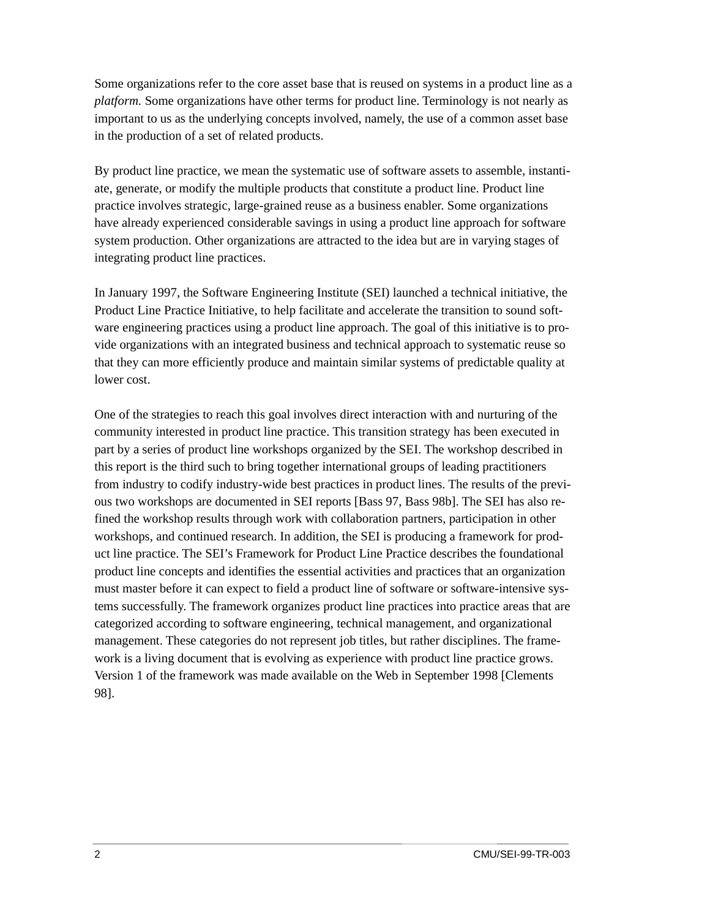Some organizations refer to the core asset base that is reused on systems in a product line as a *platform.* Some organizations have other terms for product line. Terminology is not nearly as important to us as the underlying concepts involved, namely, the use of a common asset base in the production of a set of related products.

By product line practice, we mean the systematic use of software assets to assemble, instantiate, generate, or modify the multiple products that constitute a product line. Product line practice involves strategic, large-grained reuse as a business enabler. Some organizations have already experienced considerable savings in using a product line approach for software system production. Other organizations are attracted to the idea but are in varying stages of integrating product line practices.

In January 1997, the Software Engineering Institute (SEI) launched a technical initiative, the Product Line Practice Initiative, to help facilitate and accelerate the transition to sound software engineering practices using a product line approach. The goal of this initiative is to provide organizations with an integrated business and technical approach to systematic reuse so that they can more efficiently produce and maintain similar systems of predictable quality at lower cost.

One of the strategies to reach this goal involves direct interaction with and nurturing of the community interested in product line practice. This transition strategy has been executed in part by a series of product line workshops organized by the SEI. The workshop described in this report is the third such to bring together international groups of leading practitioners from industry to codify industry-wide best practices in product lines. The results of the previous two workshops are documented in SEI reports [Bass 97, Bass 98b]. The SEI has also refined the workshop results through work with collaboration partners, participation in other workshops, and continued research. In addition, the SEI is producing a framework for product line practice. The SEI's Framework for Product Line Practice describes the foundational product line concepts and identifies the essential activities and practices that an organization must master before it can expect to field a product line of software or software-intensive systems successfully. The framework organizes product line practices into practice areas that are categorized according to software engineering, technical management, and organizational management. These categories do not represent job titles, but rather disciplines. The framework is a living document that is evolving as experience with product line practice grows. Version 1 of the framework was made available on the Web in September 1998 [Clements 98].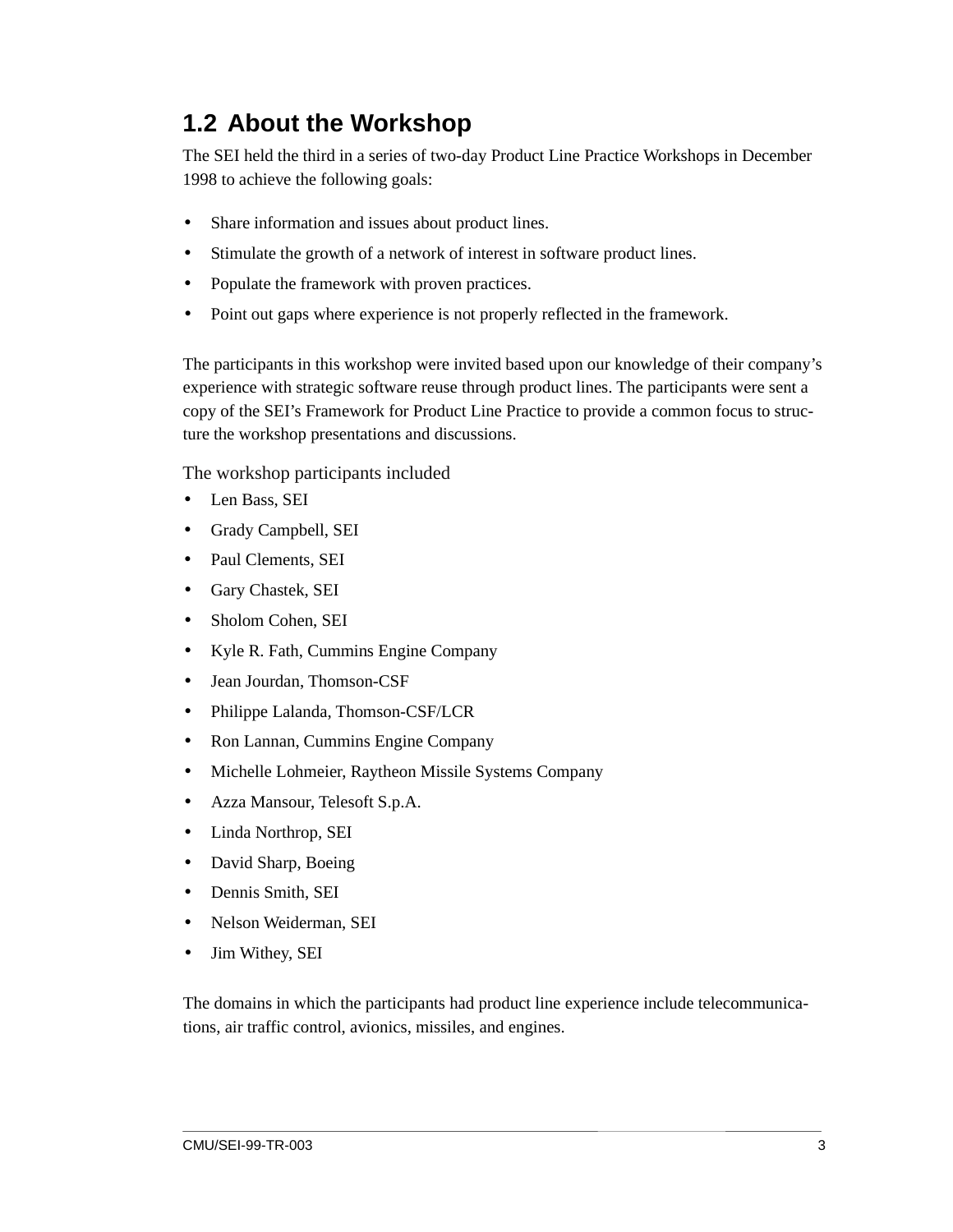## 1.2 About the Workshop

The SEI held the third in a series of two-day Product Line Practice Workshops in December 1998 to achieve the following goals:

- Share information and issues about product lines.
- Stimulate the growth of a network of interest in software product lines.
- Populate the framework with proven practices.
- Point out gaps where experience is not properly reflected in the framework.

The participants in this workshop were invited based upon our knowledge of their company's experience with strategic software reuse through product lines. The participants were sent a copy of the SEI's Framework for Product Line Practice to provide a common focus to structure the workshop presentations and discussions.

The workshop participants included

- Len Bass, SEI
- Grady Campbell, SEI
- Paul Clements, SEI
- Gary Chastek, SEI
- Sholom Cohen, SEI
- Kyle R. Fath, Cummins Engine Company
- Jean Jourdan, Thomson-CSF
- Philippe Lalanda, Thomson-CSF/LCR
- Ron Lannan, Cummins Engine Company
- Michelle Lohmeier, Raytheon Missile Systems Company
- Azza Mansour, Telesoft S.p.A.
- Linda Northrop, SEI
- David Sharp, Boeing
- Dennis Smith, SEI
- Nelson Weiderman, SEI
- Jim Withey, SEI

The domains in which the participants had product line experience include telecommunications, air traffic control, avionics, missiles, and engines.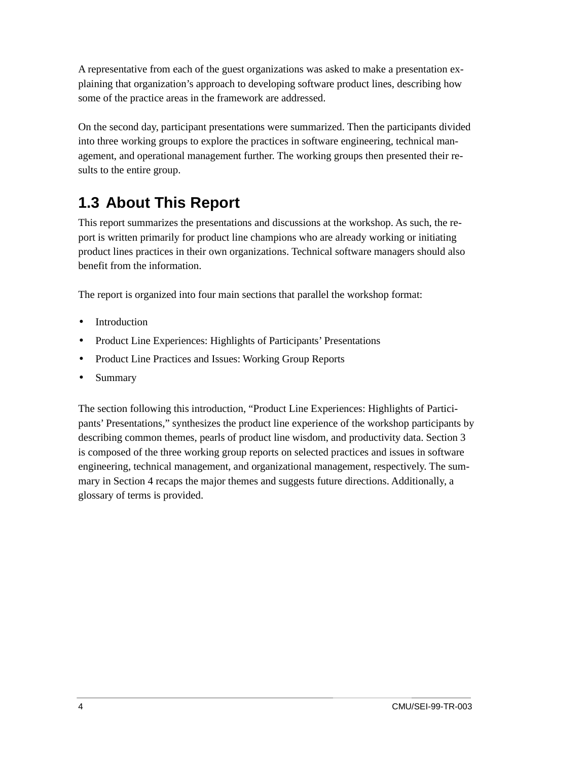A representative from each of the guest organizations was asked to make a presentation explaining that organization's approach to developing software product lines, describing how some of the practice areas in the framework are addressed.

On the second day, participant presentations were summarized. Then the participants divided into three working groups to explore the practices in software engineering, technical management, and operational management further. The working groups then presented their results to the entire group.

## 1.3 About This Report

This report summarizes the presentations and discussions at the workshop. As such, the report is written primarily for product line champions who are already working or initiating product lines practices in their own organizations. Technical software managers should also benefit from the information.

The report is organized into four main sections that parallel the workshop format:

- Introduction
- Product Line Experiences: Highlights of Participants' Presentations
- Product Line Practices and Issues: Working Group Reports
- Summary

The section following this introduction, "Product Line Experiences: Highlights of Participants' Presentations," synthesizes the product line experience of the workshop participants by describing common themes, pearls of product line wisdom, and productivity data. Section 3 is composed of the three working group reports on selected practices and issues in software engineering, technical management, and organizational management, respectively. The summary in Section 4 recaps the major themes and suggests future directions. Additionally, a glossary of terms is provided.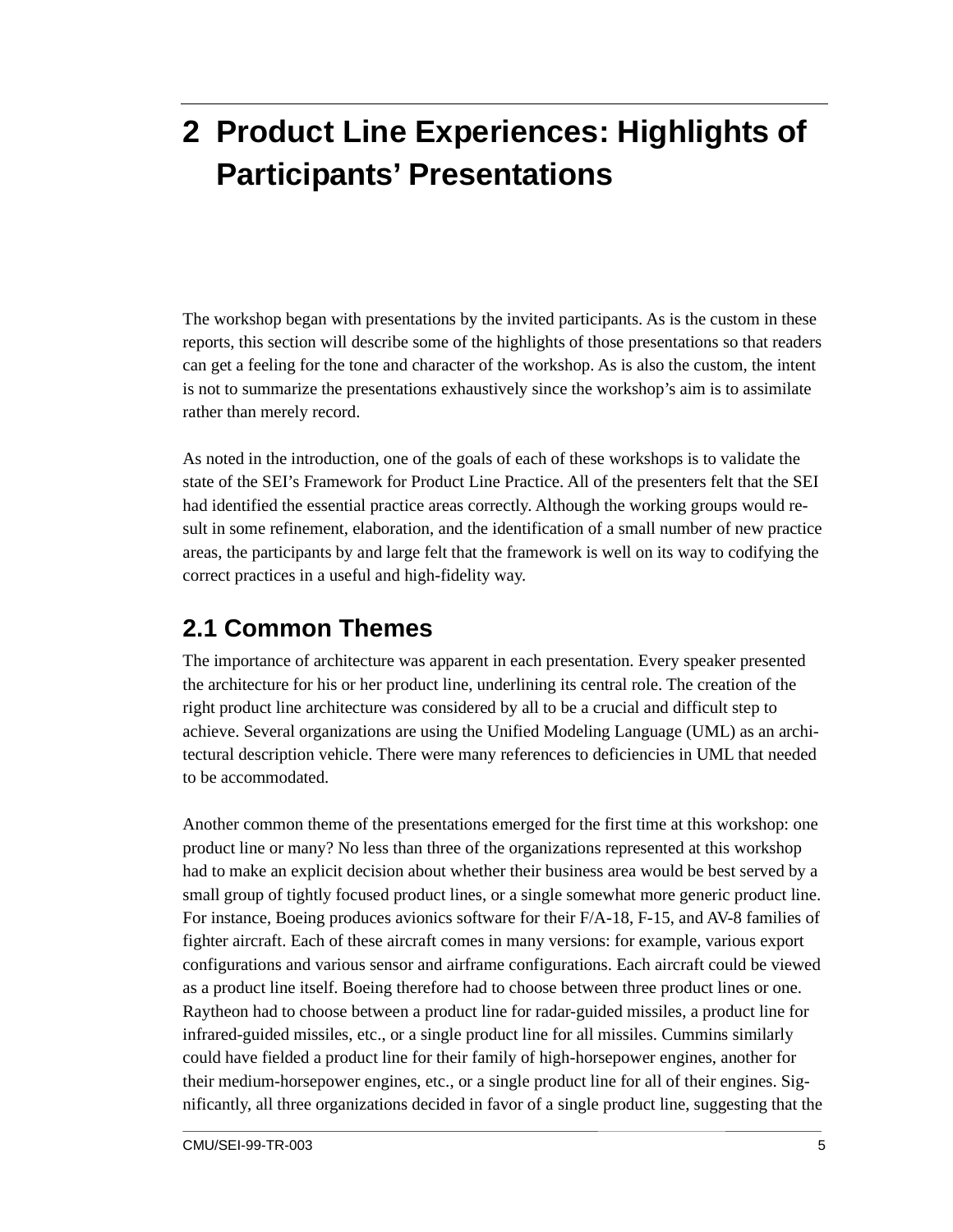# 2 Product Line Experiences: Highlights of Participants' Presentations

The workshop began with presentations by the invited participants. As is the custom in these reports, this section will describe some of the highlights of those presentations so that readers can get a feeling for the tone and character of the workshop. As is also the custom, the intent is not to summarize the presentations exhaustively since the workshop's aim is to assimilate rather than merely record.

As noted in the introduction, one of the goals of each of these workshops is to validate the state of the SEI's Framework for Product Line Practice. All of the presenters felt that the SEI had identified the essential practice areas correctly. Although the working groups would result in some refinement, elaboration, and the identification of a small number of new practice areas, the participants by and large felt that the framework is well on its way to codifying the correct practices in a useful and high-fidelity way.

## 2.1 Common Themes

The importance of architecture was apparent in each presentation. Every speaker presented the architecture for his or her product line, underlining its central role. The creation of the right product line architecture was considered by all to be a crucial and difficult step to achieve. Several organizations are using the Unified Modeling Language (UML) as an architectural description vehicle. There were many references to deficiencies in UML that needed to be accommodated.

Another common theme of the presentations emerged for the first time at this workshop: one product line or many? No less than three of the organizations represented at this workshop had to make an explicit decision about whether their business area would be best served by a small group of tightly focused product lines, or a single somewhat more generic product line. For instance, Boeing produces avionics software for their F/A-18, F-15, and AV-8 families of fighter aircraft. Each of these aircraft comes in many versions: for example, various export configurations and various sensor and airframe configurations. Each aircraft could be viewed as a product line itself. Boeing therefore had to choose between three product lines or one. Raytheon had to choose between a product line for radar-guided missiles, a product line for infrared-guided missiles, etc., or a single product line for all missiles. Cummins similarly could have fielded a product line for their family of high-horsepower engines, another for their medium-horsepower engines, etc., or a single product line for all of their engines. Significantly, all three organizations decided in favor of a single product line, suggesting that the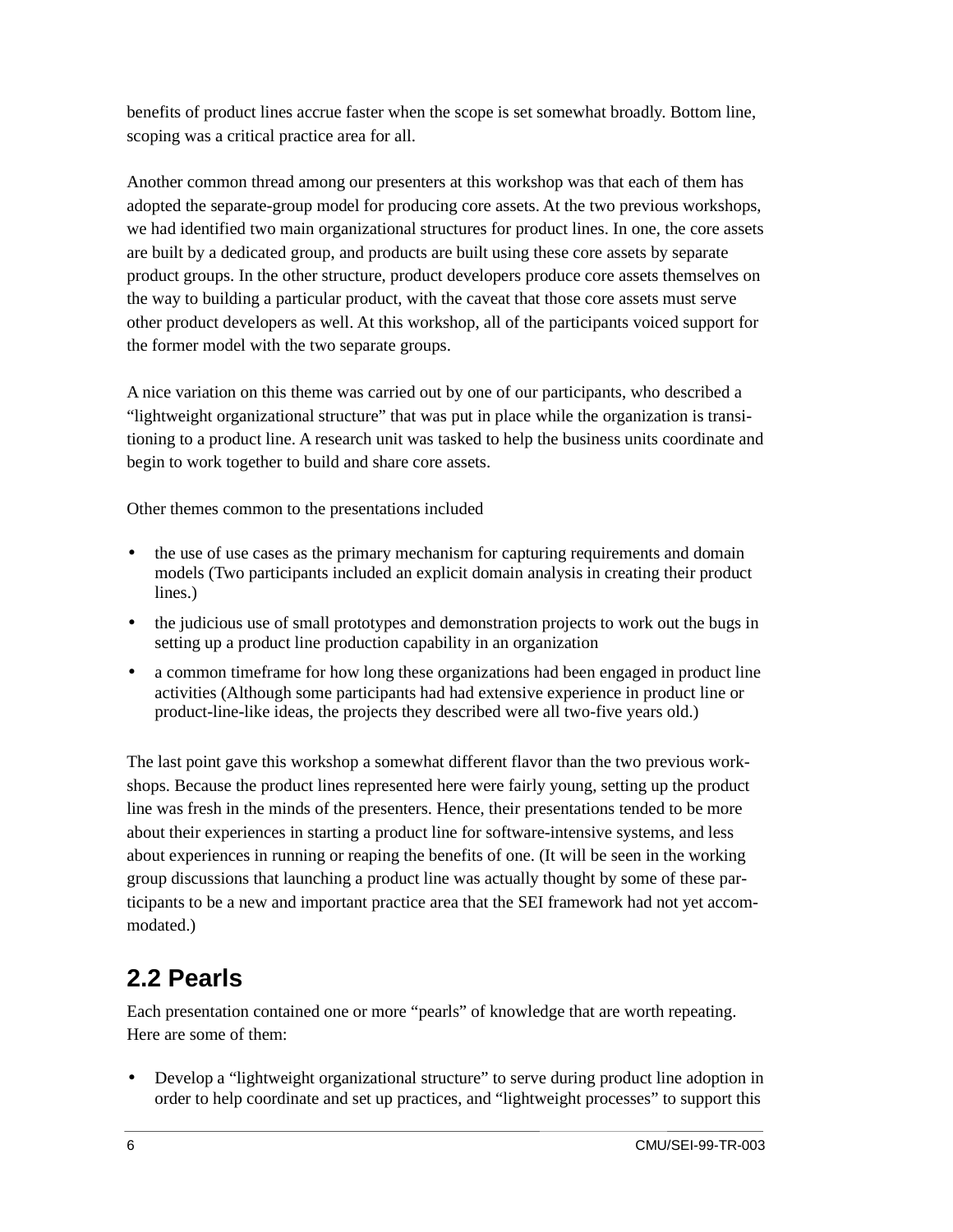benefits of product lines accrue faster when the scope is set somewhat broadly. Bottom line, scoping was a critical practice area for all.

Another common thread among our presenters at this workshop was that each of them has adopted the separate-group model for producing core assets. At the two previous workshops, we had identified two main organizational structures for product lines. In one, the core assets are built by a dedicated group, and products are built using these core assets by separate product groups. In the other structure, product developers produce core assets themselves on the way to building a particular product, with the caveat that those core assets must serve other product developers as well. At this workshop, all of the participants voiced support for the former model with the two separate groups.

A nice variation on this theme was carried out by one of our participants, who described a "lightweight organizational structure" that was put in place while the organization is transitioning to a product line. A research unit was tasked to help the business units coordinate and begin to work together to build and share core assets.

Other themes common to the presentations included

- the use of use cases as the primary mechanism for capturing requirements and domain models (Two participants included an explicit domain analysis in creating their product lines.)
- the judicious use of small prototypes and demonstration projects to work out the bugs in setting up a product line production capability in an organization
- a common timeframe for how long these organizations had been engaged in product line activities (Although some participants had had extensive experience in product line or product-line-like ideas, the projects they described were all two-five years old.)

The last point gave this workshop a somewhat different flavor than the two previous workshops. Because the product lines represented here were fairly young, setting up the product line was fresh in the minds of the presenters. Hence, their presentations tended to be more about their experiences in starting a product line for software-intensive systems, and less about experiences in running or reaping the benefits of one. (It will be seen in the working group discussions that launching a product line was actually thought by some of these participants to be a new and important practice area that the SEI framework had not yet accommodated.)

## 2.2 Pearls

Each presentation contained one or more "pearls" of knowledge that are worth repeating. Here are some of them:

- Develop a "lightweight organizational structure" to serve during product line adoption in order to help coordinate and set up practices, and "lightweight processes" to support this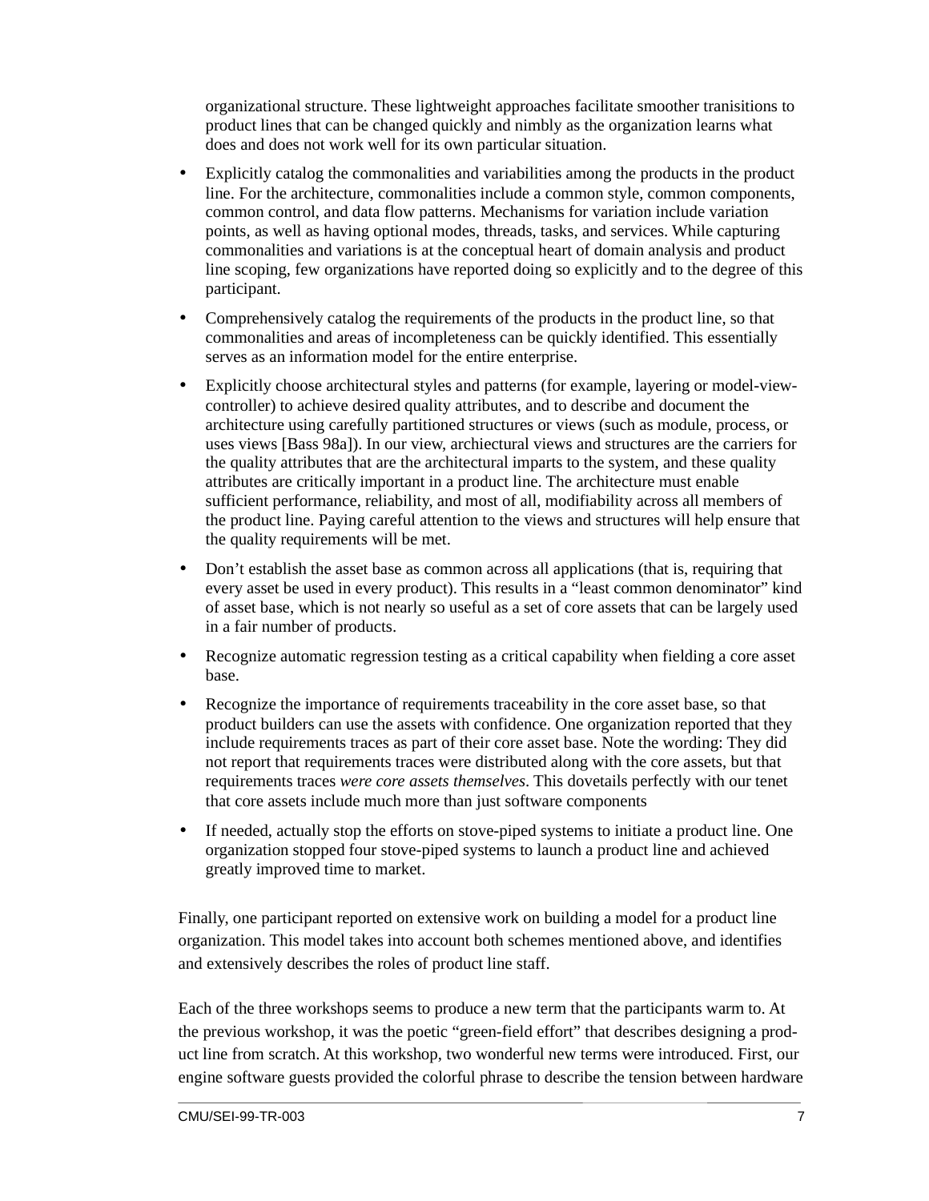organizational structure. These lightweight approaches facilitate smoother tranisitions to product lines that can be changed quickly and nimbly as the organization learns what does and does not work well for its own particular situation.

- Explicitly catalog the commonalities and variabilities among the products in the product line. For the architecture, commonalities include a common style, common components, common control, and data flow patterns. Mechanisms for variation include variation points, as well as having optional modes, threads, tasks, and services. While capturing commonalities and variations is at the conceptual heart of domain analysis and product line scoping, few organizations have reported doing so explicitly and to the degree of this participant.
- Comprehensively catalog the requirements of the products in the product line, so that commonalities and areas of incompleteness can be quickly identified. This essentially serves as an information model for the entire enterprise.
- Explicitly choose architectural styles and patterns (for example, layering or model-view-controller) to achieve desired quality attributes, and to describe and document the architecture using carefully partitioned structures or views (such as module, process, or uses views [Bass 98a]). In our view, archiectural views and structures are the carriers for the quality attributes that are the architectural imparts to the system, and these quality attributes are critically important in a product line. The architecture must enable sufficient performance, reliability, and most of all, modifiability across all members of the product line. Paying careful attention to the views and structures will help ensure that the quality requirements will be met.
- Don't establish the asset base as common across all applications (that is, requiring that every asset be used in every product). This results in a "least common denominator" kind of asset base, which is not nearly so useful as a set of core assets that can be largely used in a fair number of products.
- Recognize automatic regression testing as a critical capability when fielding a core asset base.
- Recognize the importance of requirements traceability in the core asset base, so that product builders can use the assets with confidence. One organization reported that they include requirements traces as part of their core asset base. Note the wording: They did not report that requirements traces were distributed along with the core assets, but that requirements traces *were core assets themselves*. This dovetails perfectly with our tenet that core assets include much more than just software components
- If needed, actually stop the efforts on stove-piped systems to initiate a product line. One organization stopped four stove-piped systems to launch a product line and achieved greatly improved time to market.

Finally, one participant reported on extensive work on building a model for a product line organization. This model takes into account both schemes mentioned above, and identifies and extensively describes the roles of product line staff.

Each of the three workshops seems to produce a new term that the participants warm to. At the previous workshop, it was the poetic "green-field effort" that describes designing a product line from scratch. At this workshop, two wonderful new terms were introduced. First, our engine software guests provided the colorful phrase to describe the tension between hardware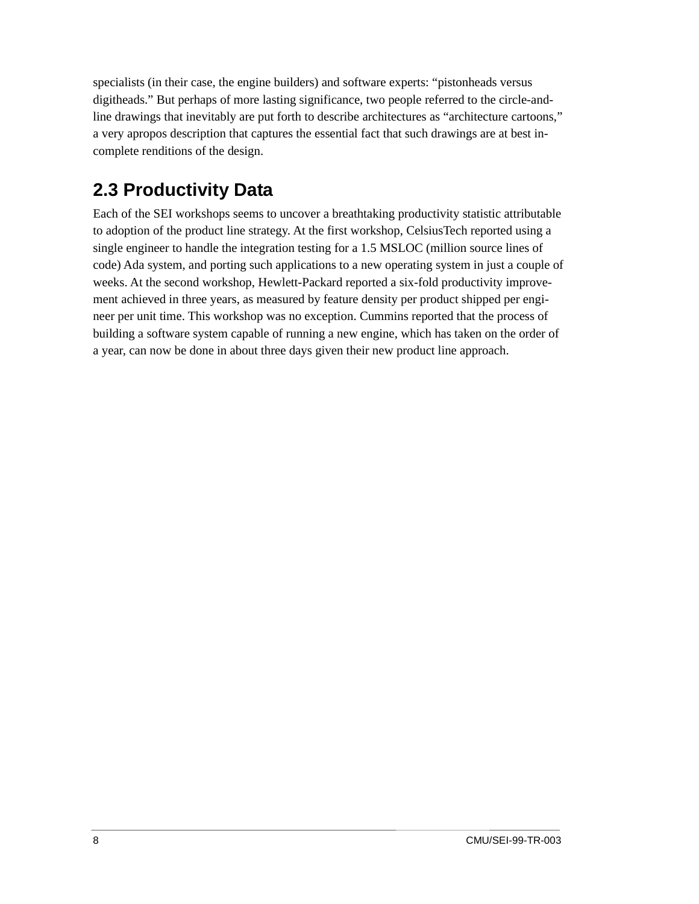specialists (in their case, the engine builders) and software experts: "pistonheads versus digitheads." But perhaps of more lasting significance, two people referred to the circle-and-line drawings that inevitably are put forth to describe architectures as "architecture cartoons," a very apropos description that captures the essential fact that such drawings are at best incomplete renditions of the design.

## 2.3 Productivity Data

Each of the SEI workshops seems to uncover a breathtaking productivity statistic attributable to adoption of the product line strategy. At the first workshop, CelsiusTech reported using a single engineer to handle the integration testing for a 1.5 MSLOC (million source lines of code) Ada system, and porting such applications to a new operating system in just a couple of weeks. At the second workshop, Hewlett-Packard reported a six-fold productivity improvement achieved in three years, as measured by feature density per product shipped per engineer per unit time. This workshop was no exception. Cummins reported that the process of building a software system capable of running a new engine, which has taken on the order of a year, can now be done in about three days given their new product line approach.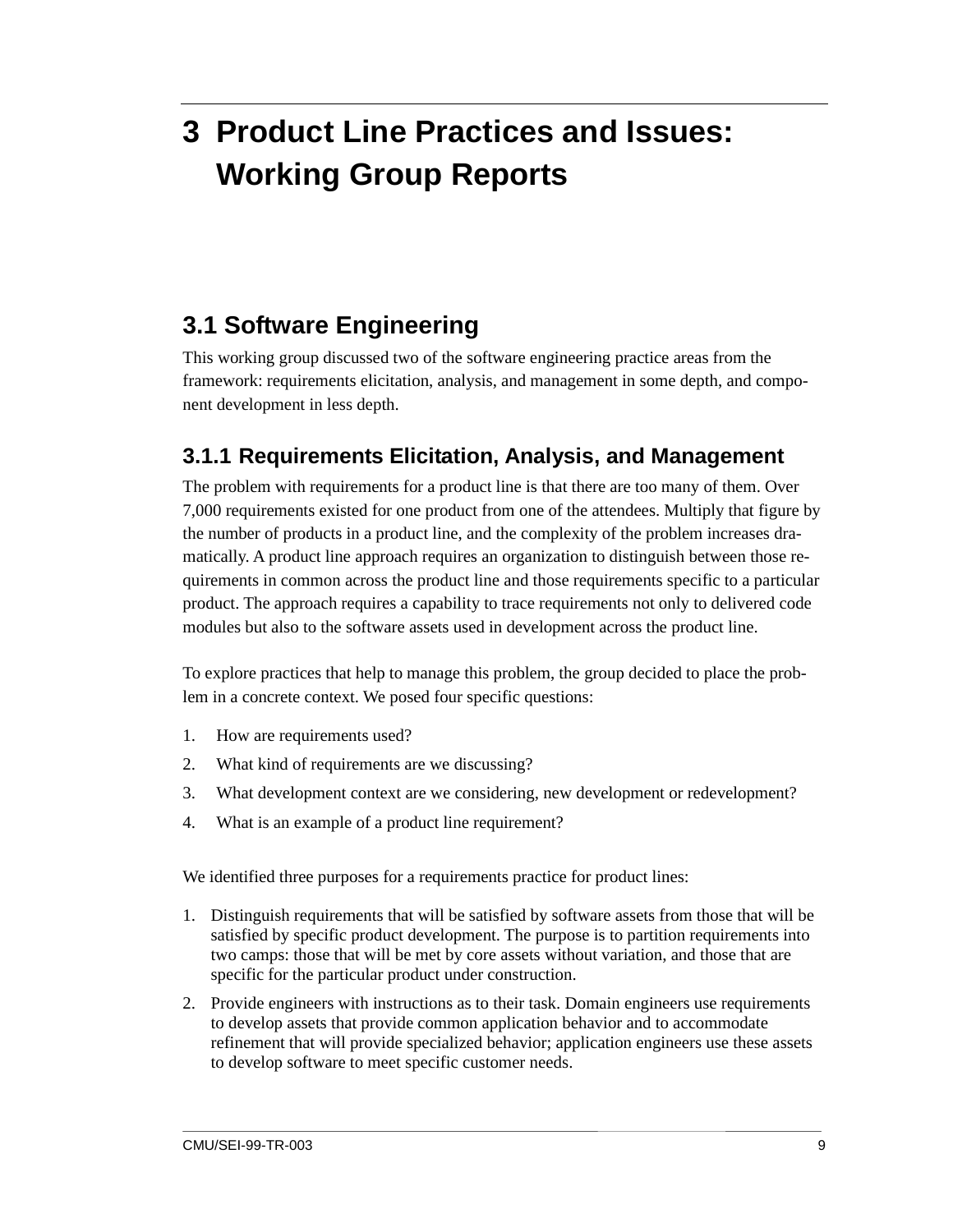# 3 Product Line Practices and Issues: Working Group Reports

## 3.1 Software Engineering

This working group discussed two of the software engineering practice areas from the framework: requirements elicitation, analysis, and management in some depth, and component development in less depth.

### 3.1.1 Requirements Elicitation, Analysis, and Management

The problem with requirements for a product line is that there are too many of them. Over 7,000 requirements existed for one product from one of the attendees. Multiply that figure by the number of products in a product line, and the complexity of the problem increases dramatically. A product line approach requires an organization to distinguish between those requirements in common across the product line and those requirements specific to a particular product. The approach requires a capability to trace requirements not only to delivered code modules but also to the software assets used in development across the product line.

To explore practices that help to manage this problem, the group decided to place the problem in a concrete context. We posed four specific questions:

1. How are requirements used?
2. What kind of requirements are we discussing?
3. What development context are we considering, new development or redevelopment?
4. What is an example of a product line requirement?

We identified three purposes for a requirements practice for product lines:

1. Distinguish requirements that will be satisfied by software assets from those that will be satisfied by specific product development. The purpose is to partition requirements into two camps: those that will be met by core assets without variation, and those that are specific for the particular product under construction.
2. Provide engineers with instructions as to their task. Domain engineers use requirements to develop assets that provide common application behavior and to accommodate refinement that will provide specialized behavior; application engineers use these assets to develop software to meet specific customer needs.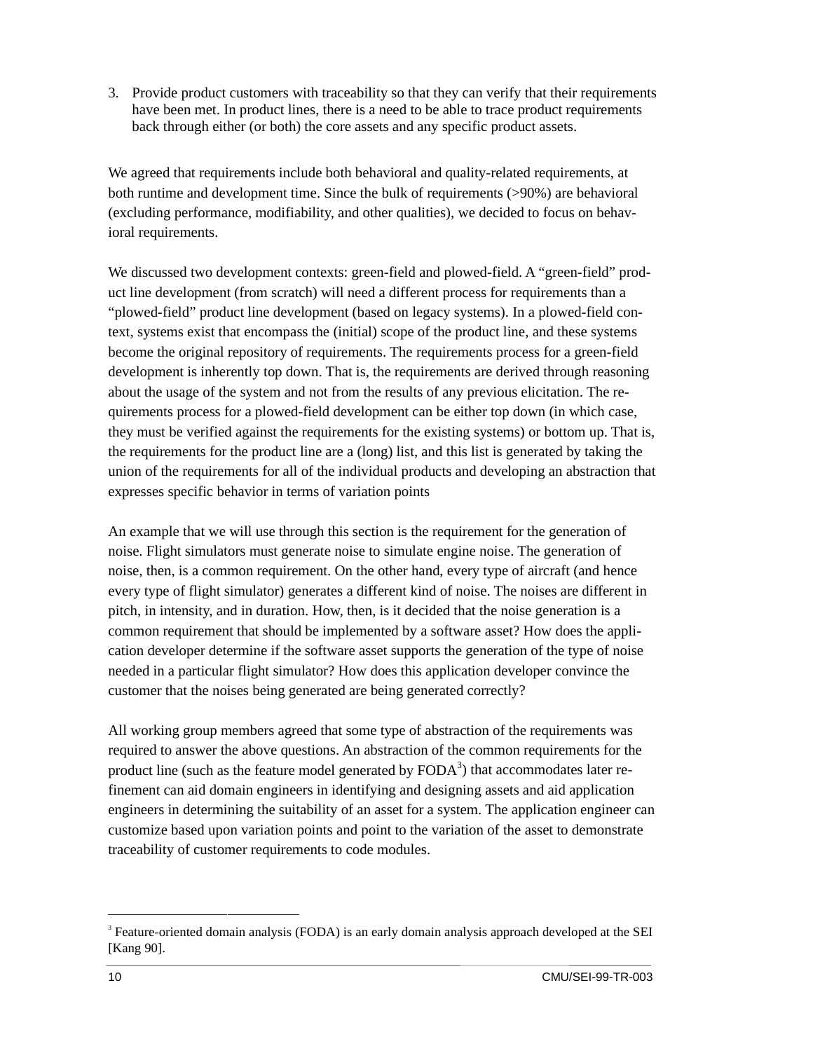3. Provide product customers with traceability so that they can verify that their requirements have been met. In product lines, there is a need to be able to trace product requirements back through either (or both) the core assets and any specific product assets.

We agreed that requirements include both behavioral and quality-related requirements, at both runtime and development time. Since the bulk of requirements (>90%) are behavioral (excluding performance, modifiability, and other qualities), we decided to focus on behavioral requirements.

We discussed two development contexts: green-field and plowed-field. A "green-field" product line development (from scratch) will need a different process for requirements than a "plowed-field" product line development (based on legacy systems). In a plowed-field context, systems exist that encompass the (initial) scope of the product line, and these systems become the original repository of requirements. The requirements process for a green-field development is inherently top down. That is, the requirements are derived through reasoning about the usage of the system and not from the results of any previous elicitation. The requirements process for a plowed-field development can be either top down (in which case, they must be verified against the requirements for the existing systems) or bottom up. That is, the requirements for the product line are a (long) list, and this list is generated by taking the union of the requirements for all of the individual products and developing an abstraction that expresses specific behavior in terms of variation points

An example that we will use through this section is the requirement for the generation of noise. Flight simulators must generate noise to simulate engine noise. The generation of noise, then, is a common requirement. On the other hand, every type of aircraft (and hence every type of flight simulator) generates a different kind of noise. The noises are different in pitch, in intensity, and in duration. How, then, is it decided that the noise generation is a common requirement that should be implemented by a software asset? How does the application developer determine if the software asset supports the generation of the type of noise needed in a particular flight simulator? How does this application developer convince the customer that the noises being generated are being generated correctly?

All working group members agreed that some type of abstraction of the requirements was required to answer the above questions. An abstraction of the common requirements for the product line (such as the feature model generated by FODA[3]) that accommodates later refinement can aid domain engineers in identifying and designing assets and aid application engineers in determining the suitability of an asset for a system. The application engineer can customize based upon variation points and point to the variation of the asset to demonstrate traceability of customer requirements to code modules.

---

[3] Feature-oriented domain analysis (FODA) is an early domain analysis approach developed at the SEI [Kang 90].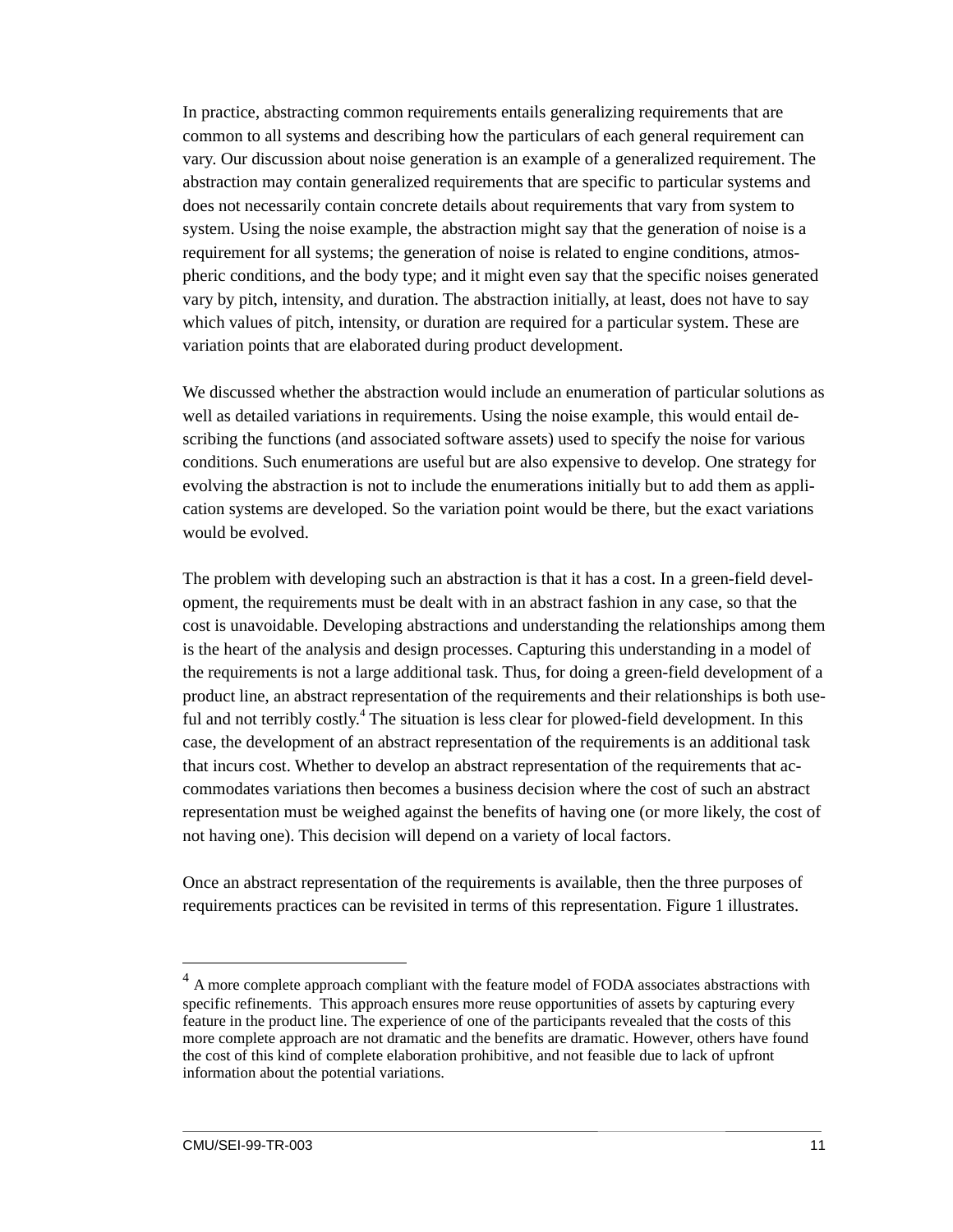In practice, abstracting common requirements entails generalizing requirements that are common to all systems and describing how the particulars of each general requirement can vary. Our discussion about noise generation is an example of a generalized requirement. The abstraction may contain generalized requirements that are specific to particular systems and does not necessarily contain concrete details about requirements that vary from system to system. Using the noise example, the abstraction might say that the generation of noise is a requirement for all systems; the generation of noise is related to engine conditions, atmospheric conditions, and the body type; and it might even say that the specific noises generated vary by pitch, intensity, and duration. The abstraction initially, at least, does not have to say which values of pitch, intensity, or duration are required for a particular system. These are variation points that are elaborated during product development.

We discussed whether the abstraction would include an enumeration of particular solutions as well as detailed variations in requirements. Using the noise example, this would entail describing the functions (and associated software assets) used to specify the noise for various conditions. Such enumerations are useful but are also expensive to develop. One strategy for evolving the abstraction is not to include the enumerations initially but to add them as application systems are developed. So the variation point would be there, but the exact variations would be evolved.

The problem with developing such an abstraction is that it has a cost. In a green-field development, the requirements must be dealt with in an abstract fashion in any case, so that the cost is unavoidable. Developing abstractions and understanding the relationships among them is the heart of the analysis and design processes. Capturing this understanding in a model of the requirements is not a large additional task. Thus, for doing a green-field development of a product line, an abstract representation of the requirements and their relationships is both useful and not terribly costly.[4] The situation is less clear for plowed-field development. In this case, the development of an abstract representation of the requirements is an additional task that incurs cost. Whether to develop an abstract representation of the requirements that accommodates variations then becomes a business decision where the cost of such an abstract representation must be weighed against the benefits of having one (or more likely, the cost of not having one). This decision will depend on a variety of local factors.

Once an abstract representation of the requirements is available, then the three purposes of requirements practices can be revisited in terms of this representation. Figure 1 illustrates.

---

[4] A more complete approach compliant with the feature model of FODA associates abstractions with specific refinements. This approach ensures more reuse opportunities of assets by capturing every feature in the product line. The experience of one of the participants revealed that the costs of this more complete approach are not dramatic and the benefits are dramatic. However, others have found the cost of this kind of complete elaboration prohibitive, and not feasible due to lack of upfront information about the potential variations.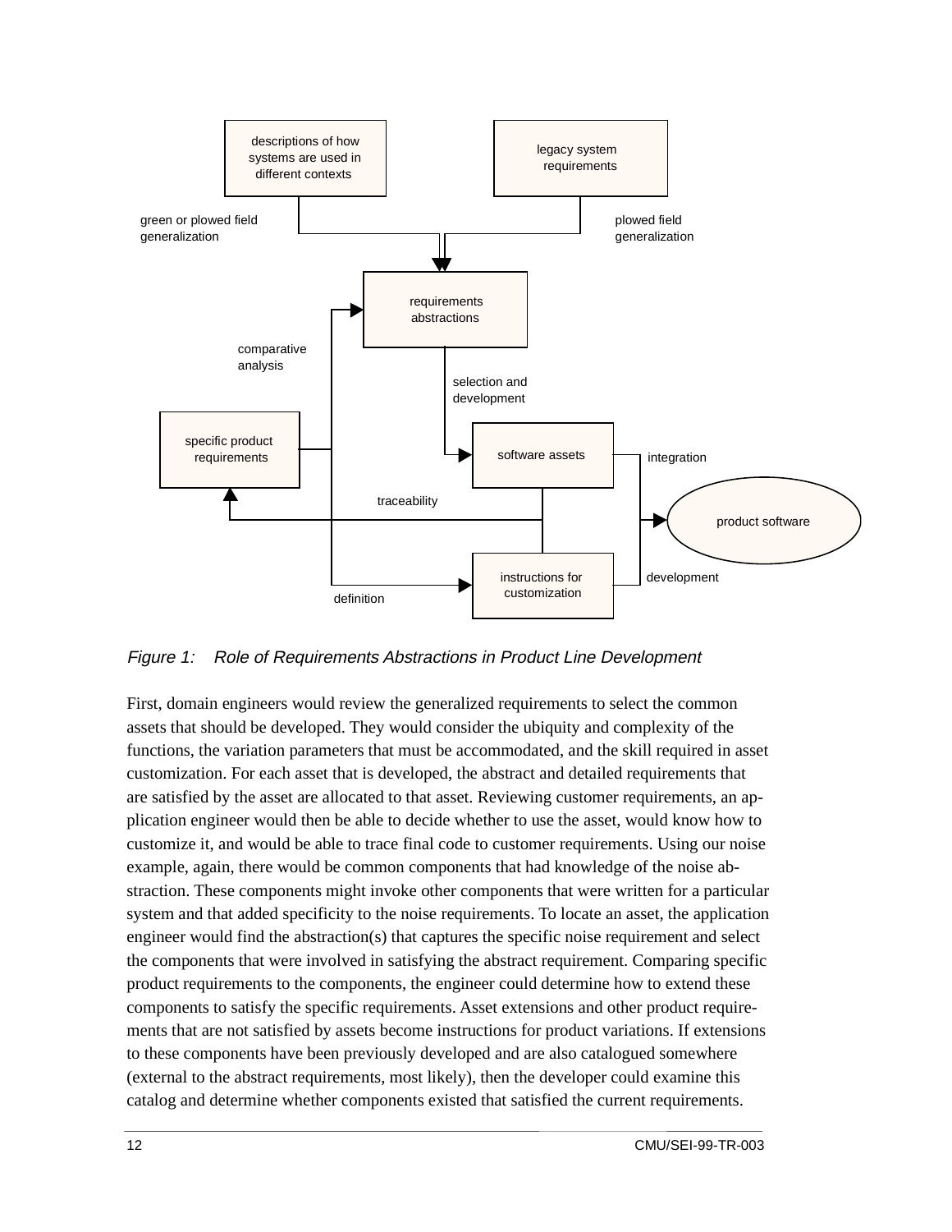*Figure 1: Role of Requirements Abstractions in Product Line Development*

First, domain engineers would review the generalized requirements to select the common assets that should be developed. They would consider the ubiquity and complexity of the functions, the variation parameters that must be accommodated, and the skill required in asset customization. For each asset that is developed, the abstract and detailed requirements that are satisfied by the asset are allocated to that asset. Reviewing customer requirements, an application engineer would then be able to decide whether to use the asset, would know how to customize it, and would be able to trace final code to customer requirements. Using our noise example, again, there would be common components that had knowledge of the noise abstraction. These components might invoke other components that were written for a particular system and that added specificity to the noise requirements. To locate an asset, the application engineer would find the abstraction(s) that captures the specific noise requirement and select the components that were involved in satisfying the abstract requirement. Comparing specific product requirements to the components, the engineer could determine how to extend these components to satisfy the specific requirements. Asset extensions and other product requirements that are not satisfied by assets become instructions for product variations. If extensions to these components have been previously developed and are also catalogued somewhere (external to the abstract requirements, most likely), then the developer could examine this catalog and determine whether components existed that satisfied the current requirements.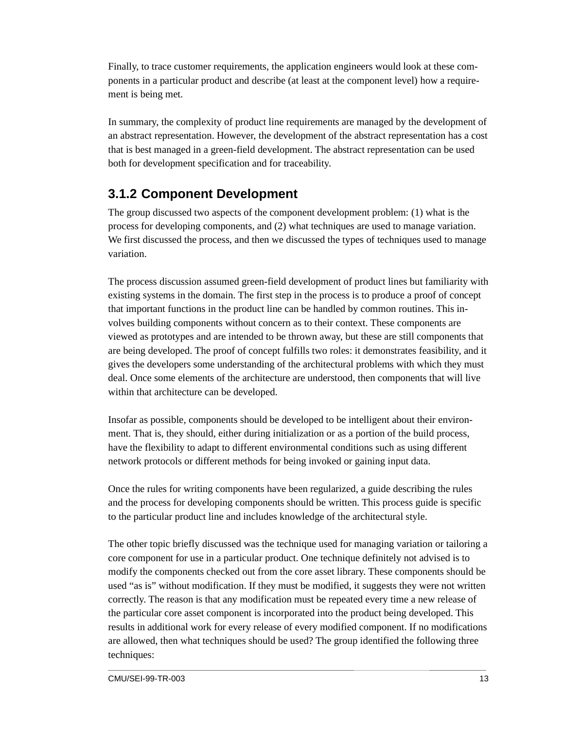Finally, to trace customer requirements, the application engineers would look at these components in a particular product and describe (at least at the component level) how a requirement is being met.

In summary, the complexity of product line requirements are managed by the development of an abstract representation. However, the development of the abstract representation has a cost that is best managed in a green-field development. The abstract representation can be used both for development specification and for traceability.

### 3.1.2 Component Development

The group discussed two aspects of the component development problem: (1) what is the process for developing components, and (2) what techniques are used to manage variation. We first discussed the process, and then we discussed the types of techniques used to manage variation.

The process discussion assumed green-field development of product lines but familiarity with existing systems in the domain. The first step in the process is to produce a proof of concept that important functions in the product line can be handled by common routines. This involves building components without concern as to their context. These components are viewed as prototypes and are intended to be thrown away, but these are still components that are being developed. The proof of concept fulfills two roles: it demonstrates feasibility, and it gives the developers some understanding of the architectural problems with which they must deal. Once some elements of the architecture are understood, then components that will live within that architecture can be developed.

Insofar as possible, components should be developed to be intelligent about their environment. That is, they should, either during initialization or as a portion of the build process, have the flexibility to adapt to different environmental conditions such as using different network protocols or different methods for being invoked or gaining input data.

Once the rules for writing components have been regularized, a guide describing the rules and the process for developing components should be written. This process guide is specific to the particular product line and includes knowledge of the architectural style.

The other topic briefly discussed was the technique used for managing variation or tailoring a core component for use in a particular product. One technique definitely not advised is to modify the components checked out from the core asset library. These components should be used "as is" without modification. If they must be modified, it suggests they were not written correctly. The reason is that any modification must be repeated every time a new release of the particular core asset component is incorporated into the product being developed. This results in additional work for every release of every modified component. If no modifications are allowed, then what techniques should be used? The group identified the following three techniques: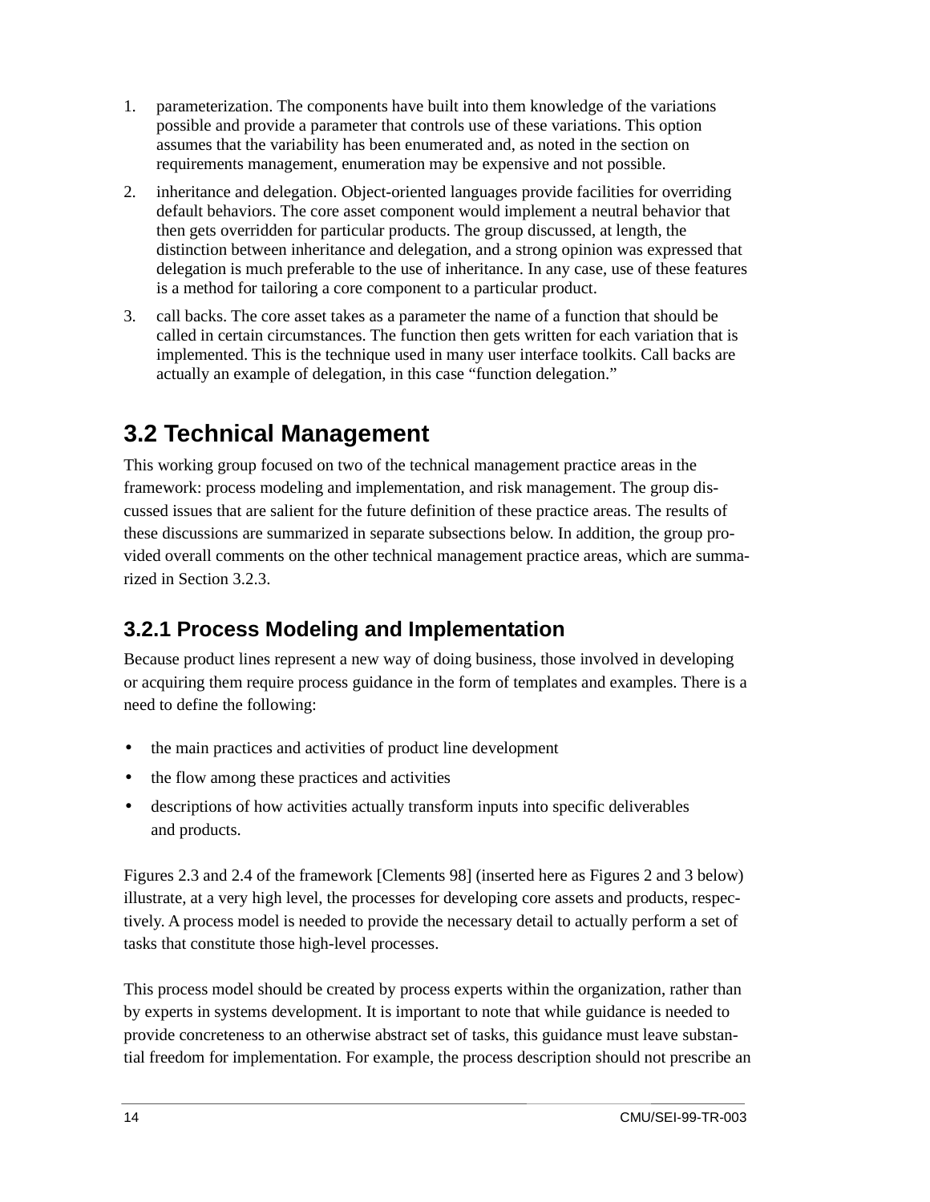1. parameterization. The components have built into them knowledge of the variations possible and provide a parameter that controls use of these variations. This option assumes that the variability has been enumerated and, as noted in the section on requirements management, enumeration may be expensive and not possible.
2. inheritance and delegation. Object-oriented languages provide facilities for overriding default behaviors. The core asset component would implement a neutral behavior that then gets overridden for particular products. The group discussed, at length, the distinction between inheritance and delegation, and a strong opinion was expressed that delegation is much preferable to the use of inheritance. In any case, use of these features is a method for tailoring a core component to a particular product.
3. call backs. The core asset takes as a parameter the name of a function that should be called in certain circumstances. The function then gets written for each variation that is implemented. This is the technique used in many user interface toolkits. Call backs are actually an example of delegation, in this case "function delegation."

## 3.2 Technical Management

This working group focused on two of the technical management practice areas in the framework: process modeling and implementation, and risk management. The group discussed issues that are salient for the future definition of these practice areas. The results of these discussions are summarized in separate subsections below. In addition, the group provided overall comments on the other technical management practice areas, which are summarized in Section 3.2.3.

### 3.2.1 Process Modeling and Implementation

Because product lines represent a new way of doing business, those involved in developing or acquiring them require process guidance in the form of templates and examples. There is a need to define the following:

- the main practices and activities of product line development
- the flow among these practices and activities
- descriptions of how activities actually transform inputs into specific deliverables and products.

Figures 2.3 and 2.4 of the framework [Clements 98] (inserted here as Figures 2 and 3 below) illustrate, at a very high level, the processes for developing core assets and products, respectively. A process model is needed to provide the necessary detail to actually perform a set of tasks that constitute those high-level processes.

This process model should be created by process experts within the organization, rather than by experts in systems development. It is important to note that while guidance is needed to provide concreteness to an otherwise abstract set of tasks, this guidance must leave substantial freedom for implementation. For example, the process description should not prescribe an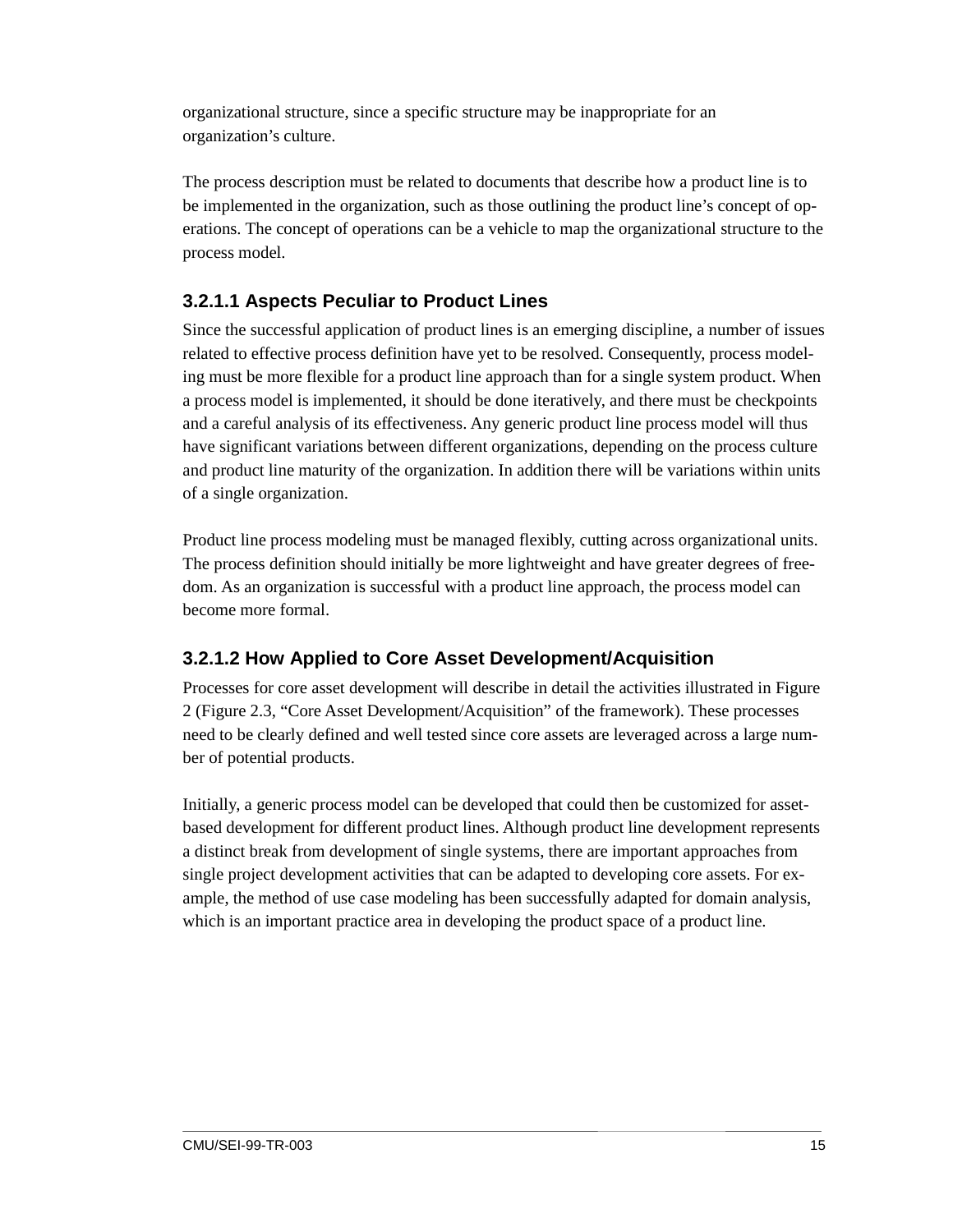organizational structure, since a specific structure may be inappropriate for an organization's culture.

The process description must be related to documents that describe how a product line is to be implemented in the organization, such as those outlining the product line's concept of operations. The concept of operations can be a vehicle to map the organizational structure to the process model.

#### 3.2.1.1 Aspects Peculiar to Product Lines

Since the successful application of product lines is an emerging discipline, a number of issues related to effective process definition have yet to be resolved. Consequently, process modeling must be more flexible for a product line approach than for a single system product. When a process model is implemented, it should be done iteratively, and there must be checkpoints and a careful analysis of its effectiveness. Any generic product line process model will thus have significant variations between different organizations, depending on the process culture and product line maturity of the organization. In addition there will be variations within units of a single organization.

Product line process modeling must be managed flexibly, cutting across organizational units. The process definition should initially be more lightweight and have greater degrees of freedom. As an organization is successful with a product line approach, the process model can become more formal.

#### 3.2.1.2 How Applied to Core Asset Development/Acquisition

Processes for core asset development will describe in detail the activities illustrated in Figure 2 (Figure 2.3, "Core Asset Development/Acquisition" of the framework). These processes need to be clearly defined and well tested since core assets are leveraged across a large number of potential products.

Initially, a generic process model can be developed that could then be customized for asset-based development for different product lines. Although product line development represents a distinct break from development of single systems, there are important approaches from single project development activities that can be adapted to developing core assets. For example, the method of use case modeling has been successfully adapted for domain analysis, which is an important practice area in developing the product space of a product line.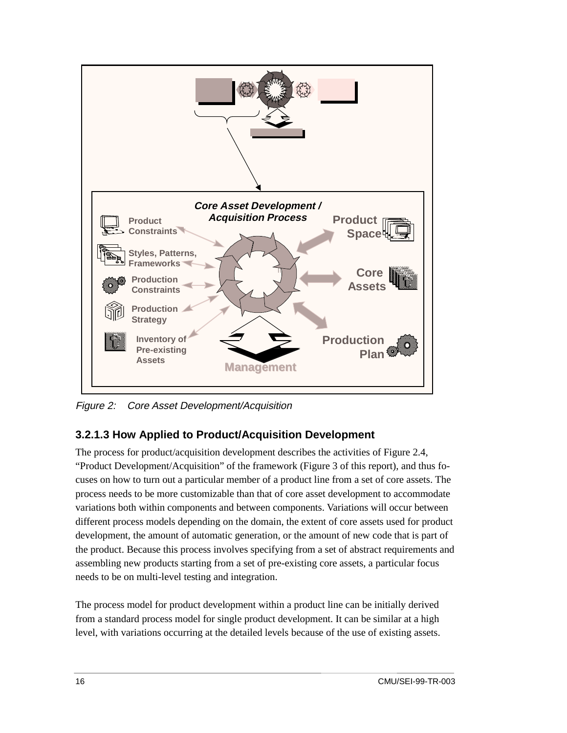Core Asset Development / Acquisition Process

Product Constraints

Styles, Patterns, Frameworks

Production Constraints

Production Strategy

Inventory of Pre-existing Assets

Product Space

Core Assets

Production Plan

Management

*Figure 2: Core Asset Development/Acquisition*

### 3.2.1.3 How Applied to Product/Acquisition Development

The process for product/acquisition development describes the activities of Figure 2.4, “Product Development/Acquisition” of the framework (Figure 3 of this report), and thus focuses on how to turn out a particular member of a product line from a set of core assets. The process needs to be more customizable than that of core asset development to accommodate variations both within components and between components. Variations will occur between different process models depending on the domain, the extent of core assets used for product development, the amount of automatic generation, or the amount of new code that is part of the product. Because this process involves specifying from a set of abstract requirements and assembling new products starting from a set of pre-existing core assets, a particular focus needs to be on multi-level testing and integration.

The process model for product development within a product line can be initially derived from a standard process model for single product development. It can be similar at a high level, with variations occurring at the detailed levels because of the use of existing assets.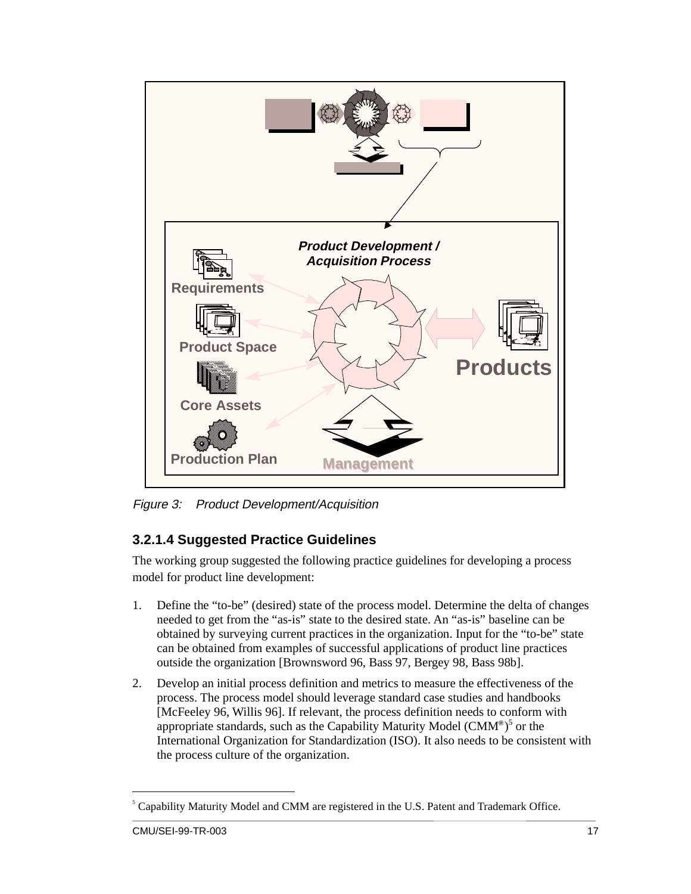Product Development / Acquisition Process

Requirements

Product Space

Core Assets

Production Plan

Management

Products

*Figure 3: Product Development/Acquisition*

### 3.2.1.4 Suggested Practice Guidelines

The working group suggested the following practice guidelines for developing a process model for product line development:

1. Define the "to-be" (desired) state of the process model. Determine the delta of changes needed to get from the "as-is" state to the desired state. An "as-is" baseline can be obtained by surveying current practices in the organization. Input for the "to-be" state can be obtained from examples of successful applications of product line practices outside the organization [Brownsword 96, Bass 97, Bergey 98, Bass 98b].
2. Develop an initial process definition and metrics to measure the effectiveness of the process. The process model should leverage standard case studies and handbooks [McFeeley 96, Willis 96]. If relevant, the process definition needs to conform with appropriate standards, such as the Capability Maturity Model (CMM®)[5] or the International Organization for Standardization (ISO). It also needs to be consistent with the process culture of the organization.

---

[5] Capability Maturity Model and CMM are registered in the U.S. Patent and Trademark Office.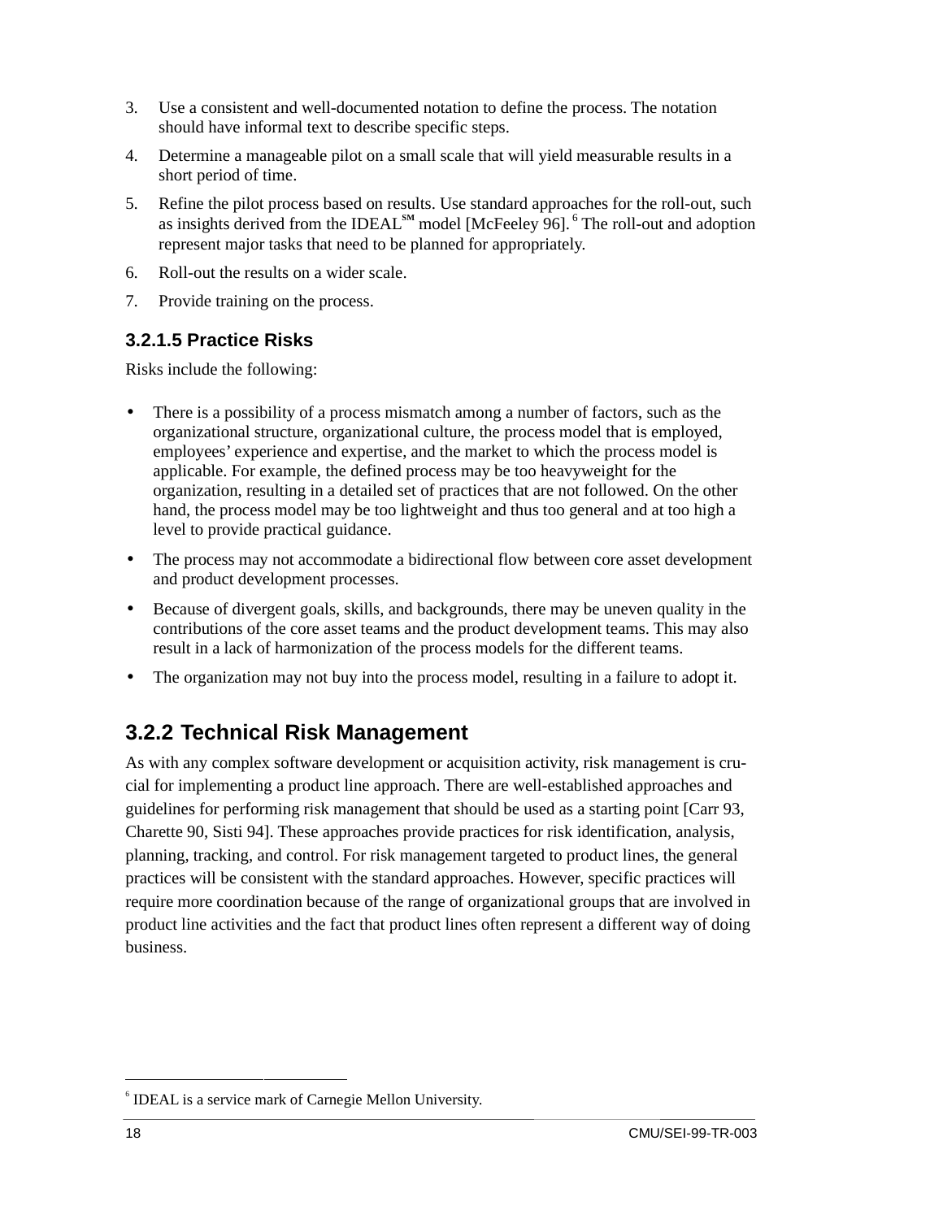3. Use a consistent and well-documented notation to define the process. The notation should have informal text to describe specific steps.
4. Determine a manageable pilot on a small scale that will yield measurable results in a short period of time.
5. Refine the pilot process based on results. Use standard approaches for the roll-out, such as insights derived from the IDEAL℠ model [McFeeley 96]. [6] The roll-out and adoption represent major tasks that need to be planned for appropriately.
6. Roll-out the results on a wider scale.
7. Provide training on the process.

#### 3.2.1.5 Practice Risks

Risks include the following:

- There is a possibility of a process mismatch among a number of factors, such as the organizational structure, organizational culture, the process model that is employed, employees' experience and expertise, and the market to which the process model is applicable. For example, the defined process may be too heavyweight for the organization, resulting in a detailed set of practices that are not followed. On the other hand, the process model may be too lightweight and thus too general and at too high a level to provide practical guidance.
- The process may not accommodate a bidirectional flow between core asset development and product development processes.
- Because of divergent goals, skills, and backgrounds, there may be uneven quality in the contributions of the core asset teams and the product development teams. This may also result in a lack of harmonization of the process models for the different teams.
- The organization may not buy into the process model, resulting in a failure to adopt it.

### 3.2.2 Technical Risk Management

As with any complex software development or acquisition activity, risk management is crucial for implementing a product line approach. There are well-established approaches and guidelines for performing risk management that should be used as a starting point [Carr 93, Charette 90, Sisti 94]. These approaches provide practices for risk identification, analysis, planning, tracking, and control. For risk management targeted to product lines, the general practices will be consistent with the standard approaches. However, specific practices will require more coordination because of the range of organizational groups that are involved in product line activities and the fact that product lines often represent a different way of doing business.

---

[6] IDEAL is a service mark of Carnegie Mellon University.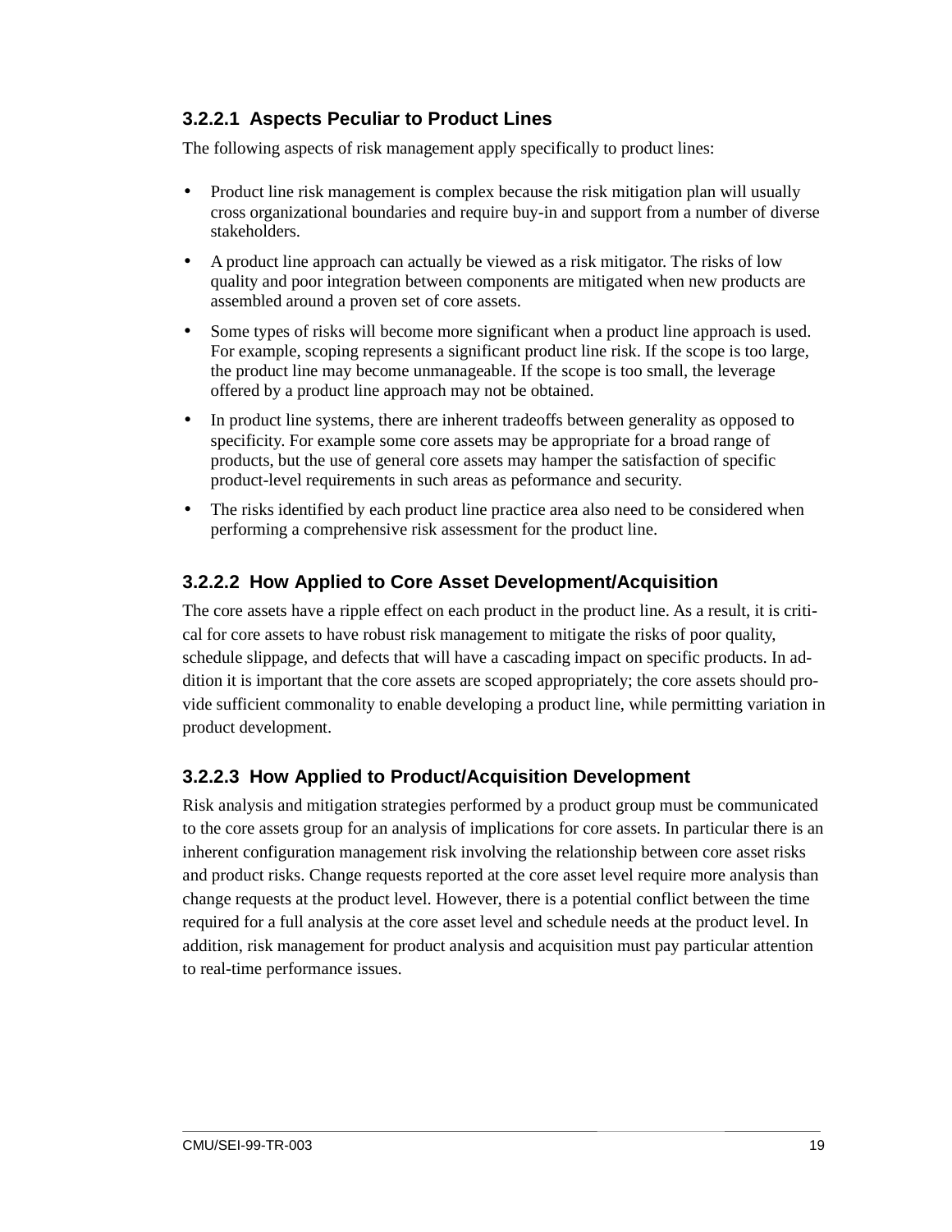#### 3.2.2.1 Aspects Peculiar to Product Lines

The following aspects of risk management apply specifically to product lines:

- Product line risk management is complex because the risk mitigation plan will usually cross organizational boundaries and require buy-in and support from a number of diverse stakeholders.
- A product line approach can actually be viewed as a risk mitigator. The risks of low quality and poor integration between components are mitigated when new products are assembled around a proven set of core assets.
- Some types of risks will become more significant when a product line approach is used. For example, scoping represents a significant product line risk. If the scope is too large, the product line may become unmanageable. If the scope is too small, the leverage offered by a product line approach may not be obtained.
- In product line systems, there are inherent tradeoffs between generality as opposed to specificity. For example some core assets may be appropriate for a broad range of products, but the use of general core assets may hamper the satisfaction of specific product-level requirements in such areas as peformance and security.
- The risks identified by each product line practice area also need to be considered when performing a comprehensive risk assessment for the product line.

#### 3.2.2.2 How Applied to Core Asset Development/Acquisition

The core assets have a ripple effect on each product in the product line. As a result, it is critical for core assets to have robust risk management to mitigate the risks of poor quality, schedule slippage, and defects that will have a cascading impact on specific products. In addition it is important that the core assets are scoped appropriately; the core assets should provide sufficient commonality to enable developing a product line, while permitting variation in product development.

#### 3.2.2.3 How Applied to Product/Acquisition Development

Risk analysis and mitigation strategies performed by a product group must be communicated to the core assets group for an analysis of implications for core assets. In particular there is an inherent configuration management risk involving the relationship between core asset risks and product risks. Change requests reported at the core asset level require more analysis than change requests at the product level. However, there is a potential conflict between the time required for a full analysis at the core asset level and schedule needs at the product level. In addition, risk management for product analysis and acquisition must pay particular attention to real-time performance issues.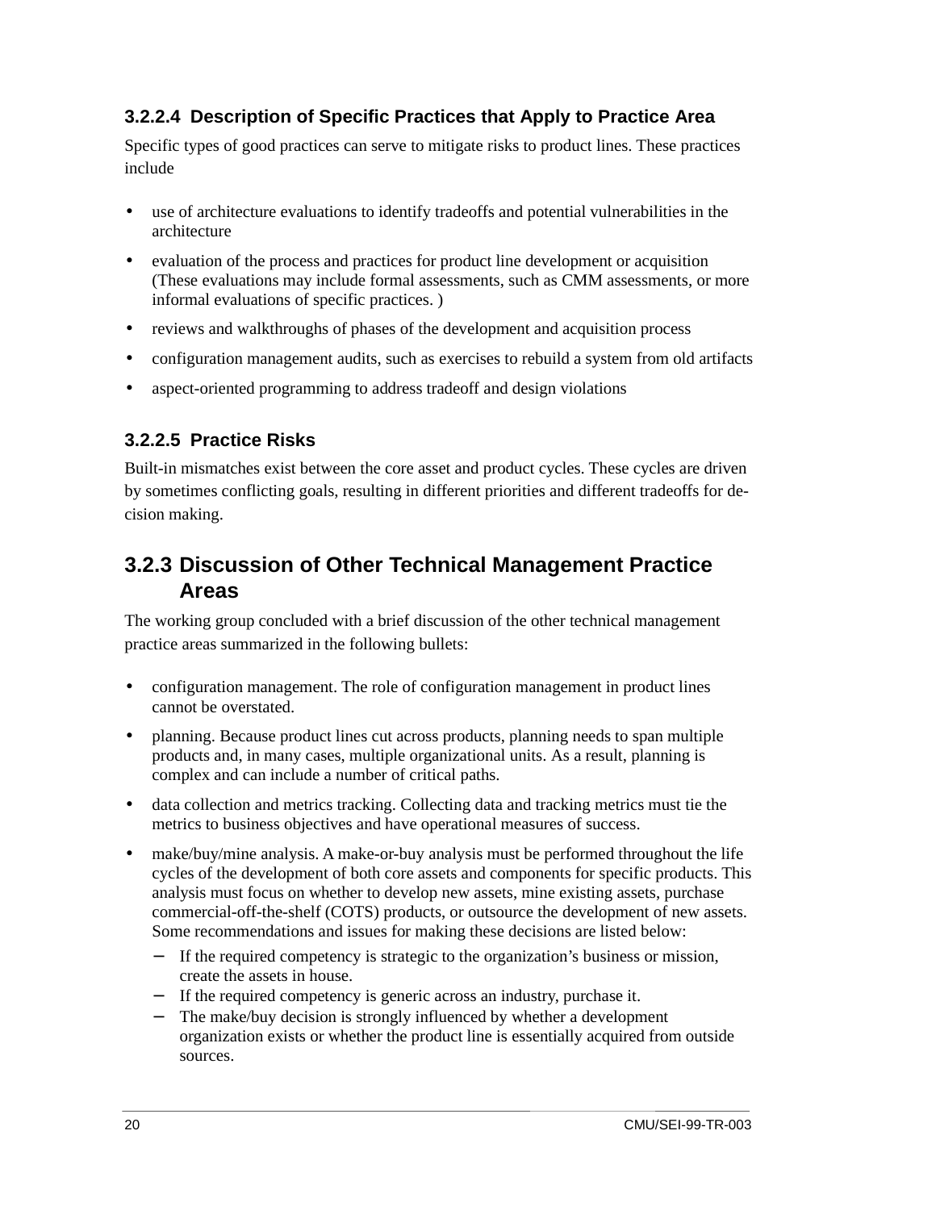#### 3.2.2.4 Description of Specific Practices that Apply to Practice Area

Specific types of good practices can serve to mitigate risks to product lines. These practices include

- use of architecture evaluations to identify tradeoffs and potential vulnerabilities in the architecture
- evaluation of the process and practices for product line development or acquisition (These evaluations may include formal assessments, such as CMM assessments, or more informal evaluations of specific practices. )
- reviews and walkthroughs of phases of the development and acquisition process
- configuration management audits, such as exercises to rebuild a system from old artifacts
- aspect-oriented programming to address tradeoff and design violations

#### 3.2.2.5 Practice Risks

Built-in mismatches exist between the core asset and product cycles. These cycles are driven by sometimes conflicting goals, resulting in different priorities and different tradeoffs for decision making.

### 3.2.3 Discussion of Other Technical Management Practice Areas

The working group concluded with a brief discussion of the other technical management practice areas summarized in the following bullets:

- configuration management. The role of configuration management in product lines cannot be overstated.
- planning. Because product lines cut across products, planning needs to span multiple products and, in many cases, multiple organizational units. As a result, planning is complex and can include a number of critical paths.
- data collection and metrics tracking. Collecting data and tracking metrics must tie the metrics to business objectives and have operational measures of success.
- make/buy/mine analysis. A make-or-buy analysis must be performed throughout the life cycles of the development of both core assets and components for specific products. This analysis must focus on whether to develop new assets, mine existing assets, purchase commercial-off-the-shelf (COTS) products, or outsource the development of new assets. Some recommendations and issues for making these decisions are listed below:
  - If the required competency is strategic to the organization's business or mission, create the assets in house.
  - If the required competency is generic across an industry, purchase it.
  - The make/buy decision is strongly influenced by whether a development organization exists or whether the product line is essentially acquired from outside sources.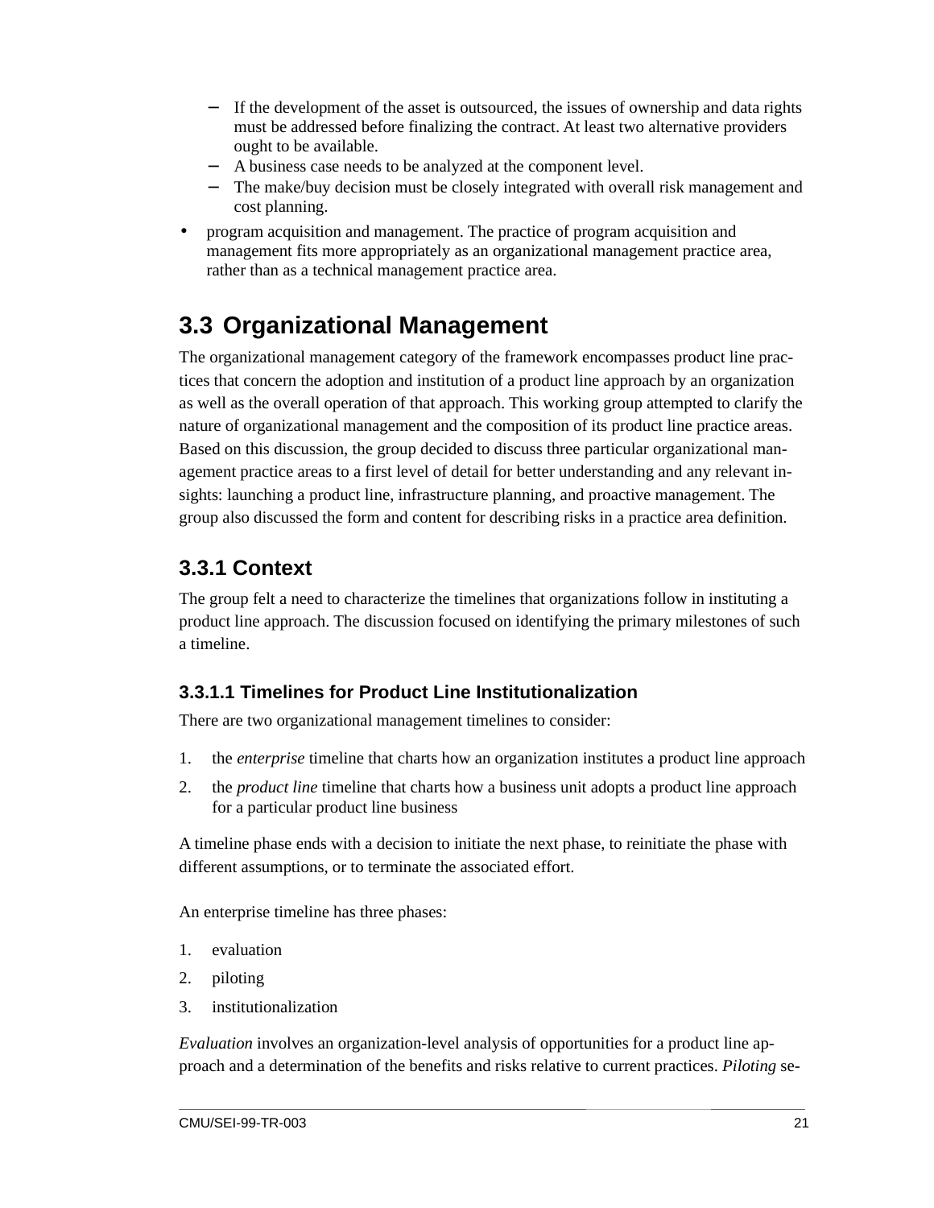- If the development of the asset is outsourced, the issues of ownership and data rights must be addressed before finalizing the contract. At least two alternative providers ought to be available.
  - A business case needs to be analyzed at the component level.
  - The make/buy decision must be closely integrated with overall risk management and cost planning.
- program acquisition and management. The practice of program acquisition and management fits more appropriately as an organizational management practice area, rather than as a technical management practice area.

## 3.3 Organizational Management

The organizational management category of the framework encompasses product line practices that concern the adoption and institution of a product line approach by an organization as well as the overall operation of that approach. This working group attempted to clarify the nature of organizational management and the composition of its product line practice areas. Based on this discussion, the group decided to discuss three particular organizational management practice areas to a first level of detail for better understanding and any relevant insights: launching a product line, infrastructure planning, and proactive management. The group also discussed the form and content for describing risks in a practice area definition.

### 3.3.1 Context

The group felt a need to characterize the timelines that organizations follow in instituting a product line approach. The discussion focused on identifying the primary milestones of such a timeline.

#### 3.3.1.1 Timelines for Product Line Institutionalization

There are two organizational management timelines to consider:

1. the *enterprise* timeline that charts how an organization institutes a product line approach
2. the *product line* timeline that charts how a business unit adopts a product line approach for a particular product line business

A timeline phase ends with a decision to initiate the next phase, to reinitiate the phase with different assumptions, or to terminate the associated effort.

An enterprise timeline has three phases:

1. evaluation
2. piloting
3. institutionalization

*Evaluation* involves an organization-level analysis of opportunities for a product line approach and a determination of the benefits and risks relative to current practices. *Piloting* se-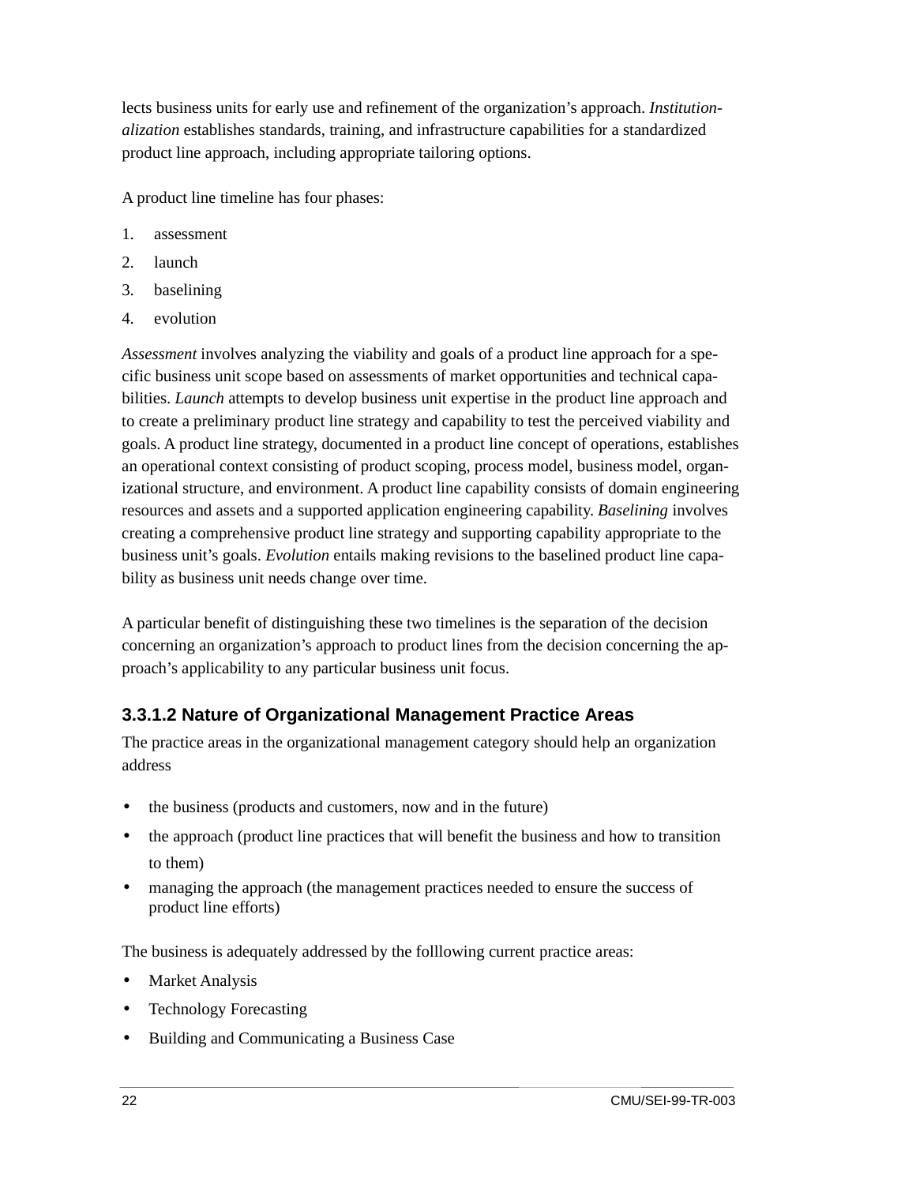lects business units for early use and refinement of the organization's approach. *Institutionalization* establishes standards, training, and infrastructure capabilities for a standardized product line approach, including appropriate tailoring options.

A product line timeline has four phases:

1. assessment
2. launch
3. baselining
4. evolution

*Assessment* involves analyzing the viability and goals of a product line approach for a specific business unit scope based on assessments of market opportunities and technical capabilities. *Launch* attempts to develop business unit expertise in the product line approach and to create a preliminary product line strategy and capability to test the perceived viability and goals. A product line strategy, documented in a product line concept of operations, establishes an operational context consisting of product scoping, process model, business model, organizational structure, and environment. A product line capability consists of domain engineering resources and assets and a supported application engineering capability. *Baselining* involves creating a comprehensive product line strategy and supporting capability appropriate to the business unit's goals. *Evolution* entails making revisions to the baselined product line capability as business unit needs change over time.

A particular benefit of distinguishing these two timelines is the separation of the decision concerning an organization's approach to product lines from the decision concerning the approach's applicability to any particular business unit focus.

### 3.3.1.2 Nature of Organizational Management Practice Areas

The practice areas in the organizational management category should help an organization address

- the business (products and customers, now and in the future)
- the approach (product line practices that will benefit the business and how to transition to them)
- managing the approach (the management practices needed to ensure the success of product line efforts)

The business is adequately addressed by the folllowing current practice areas:

- Market Analysis
- Technology Forecasting
- Building and Communicating a Business Case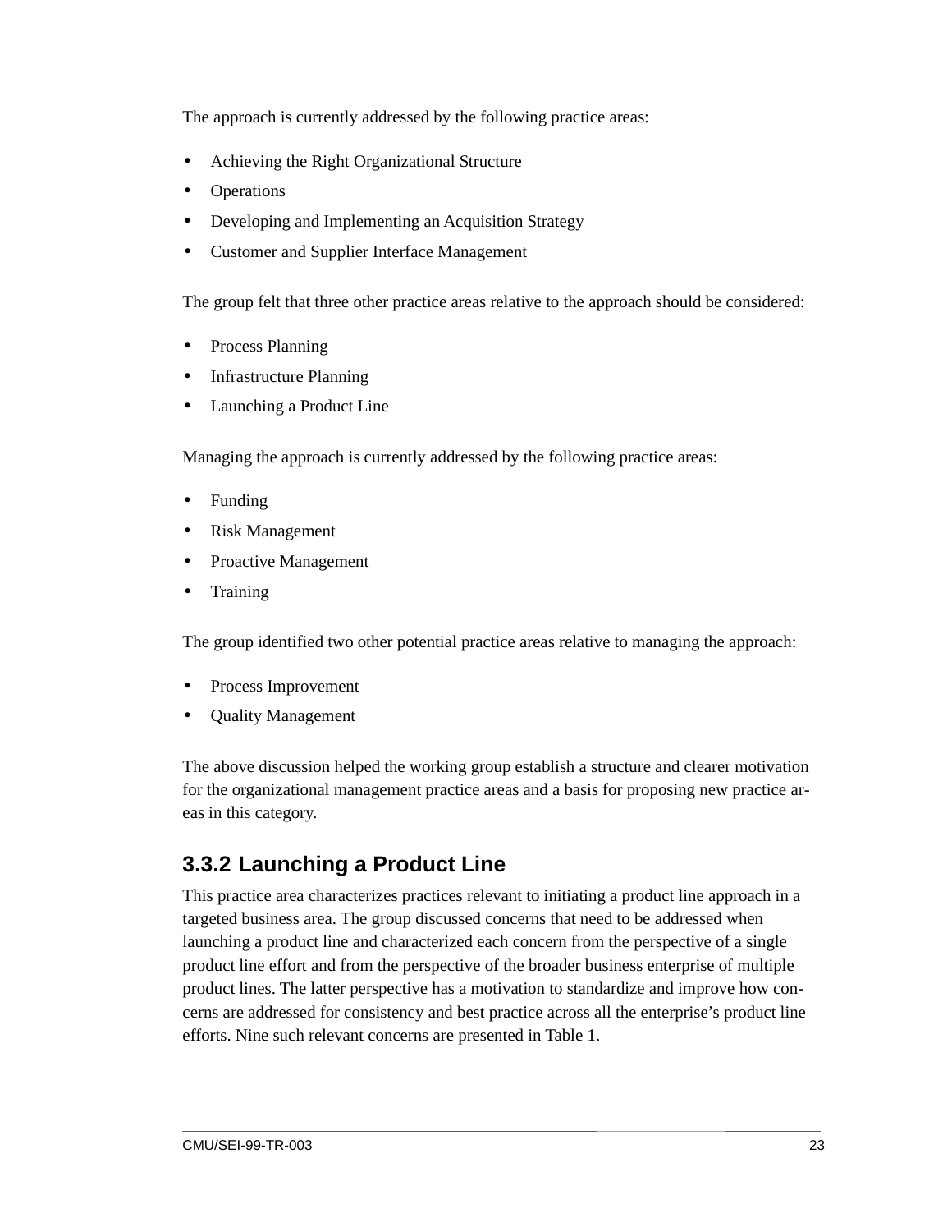The approach is currently addressed by the following practice areas:

- Achieving the Right Organizational Structure
- Operations
- Developing and Implementing an Acquisition Strategy
- Customer and Supplier Interface Management

The group felt that three other practice areas relative to the approach should be considered:

- Process Planning
- Infrastructure Planning
- Launching a Product Line

Managing the approach is currently addressed by the following practice areas:

- Funding
- Risk Management
- Proactive Management
- Training

The group identified two other potential practice areas relative to managing the approach:

- Process Improvement
- Quality Management

The above discussion helped the working group establish a structure and clearer motivation for the organizational management practice areas and a basis for proposing new practice areas in this category.

### 3.3.2 Launching a Product Line

This practice area characterizes practices relevant to initiating a product line approach in a targeted business area. The group discussed concerns that need to be addressed when launching a product line and characterized each concern from the perspective of a single product line effort and from the perspective of the broader business enterprise of multiple product lines. The latter perspective has a motivation to standardize and improve how concerns are addressed for consistency and best practice across all the enterprise's product line efforts. Nine such relevant concerns are presented in Table 1.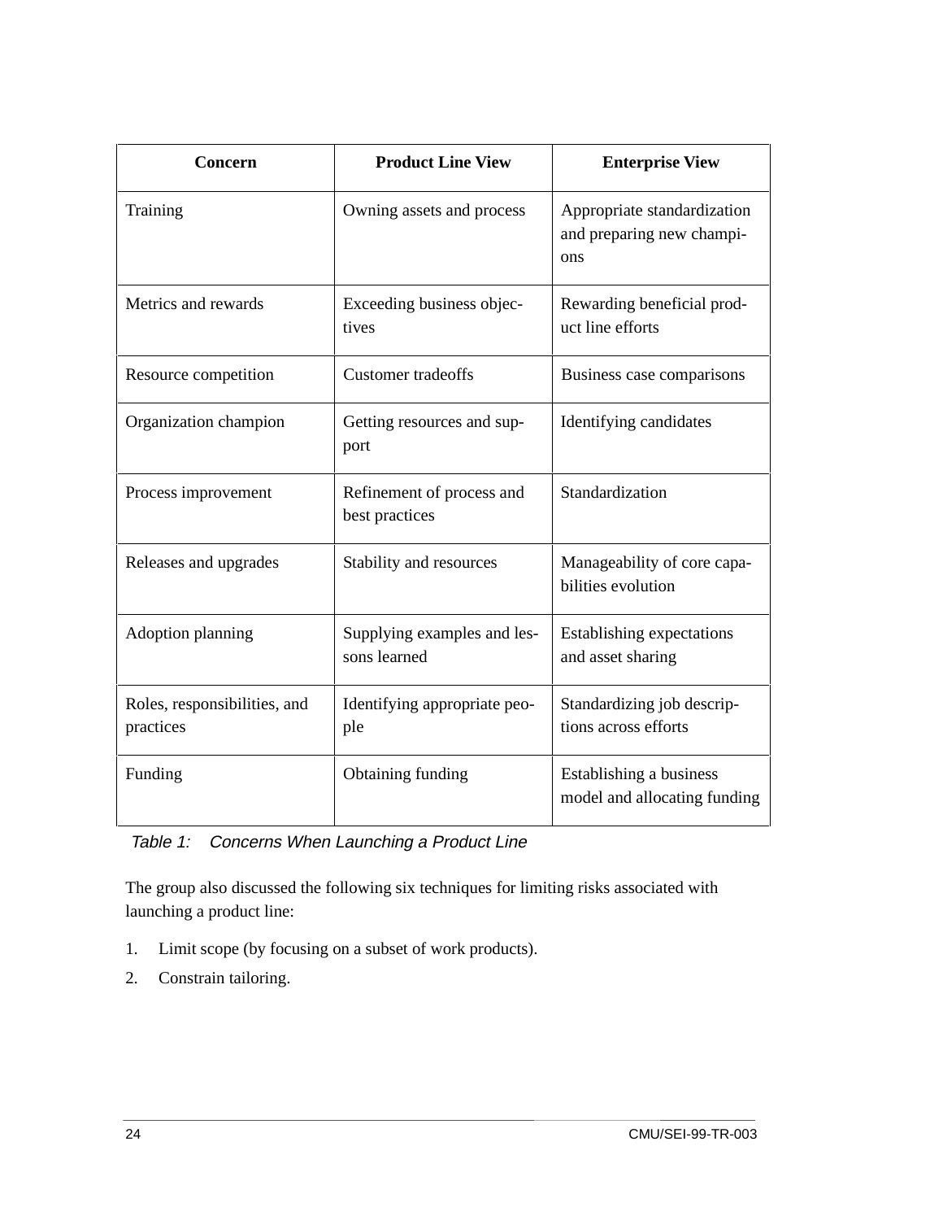| Concern | Product Line View | Enterprise View |
| --- | --- | --- |
| Training | Owning assets and process | Appropriate standardization and preparing new champions |
| Metrics and rewards | Exceeding business objectives | Rewarding beneficial product line efforts |
| Resource competition | Customer tradeoffs | Business case comparisons |
| Organization champion | Getting resources and support | Identifying candidates |
| Process improvement | Refinement of process and best practices | Standardization |
| Releases and upgrades | Stability and resources | Manageability of core capabilities evolution |
| Adoption planning | Supplying examples and lessons learned | Establishing expectations and asset sharing |
| Roles, responsibilities, and practices | Identifying appropriate people | Standardizing job descriptions across efforts |
| Funding | Obtaining funding | Establishing a business model and allocating funding |

*Table 1: Concerns When Launching a Product Line*

The group also discussed the following six techniques for limiting risks associated with launching a product line:

1. Limit scope (by focusing on a subset of work products).
2. Constrain tailoring.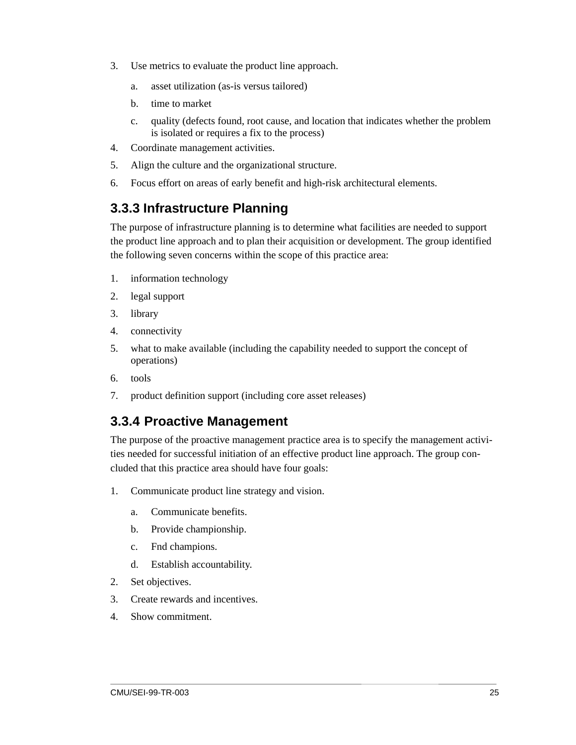3. Use metrics to evaluate the product line approach.

    a. asset utilization (as-is versus tailored)

    b. time to market

    c. quality (defects found, root cause, and location that indicates whether the problem is isolated or requires a fix to the process)

4. Coordinate management activities.

5. Align the culture and the organizational structure.

6. Focus effort on areas of early benefit and high-risk architectural elements.

### 3.3.3 Infrastructure Planning

The purpose of infrastructure planning is to determine what facilities are needed to support the product line approach and to plan their acquisition or development. The group identified the following seven concerns within the scope of this practice area:

1. information technology
2. legal support
3. library
4. connectivity
5. what to make available (including the capability needed to support the concept of operations)
6. tools
7. product definition support (including core asset releases)

### 3.3.4 Proactive Management

The purpose of the proactive management practice area is to specify the management activities needed for successful initiation of an effective product line approach. The group concluded that this practice area should have four goals:

1. Communicate product line strategy and vision.

    a. Communicate benefits.

    b. Provide championship.

    c. Fnd champions.

    d. Establish accountability.

2. Set objectives.

3. Create rewards and incentives.

4. Show commitment.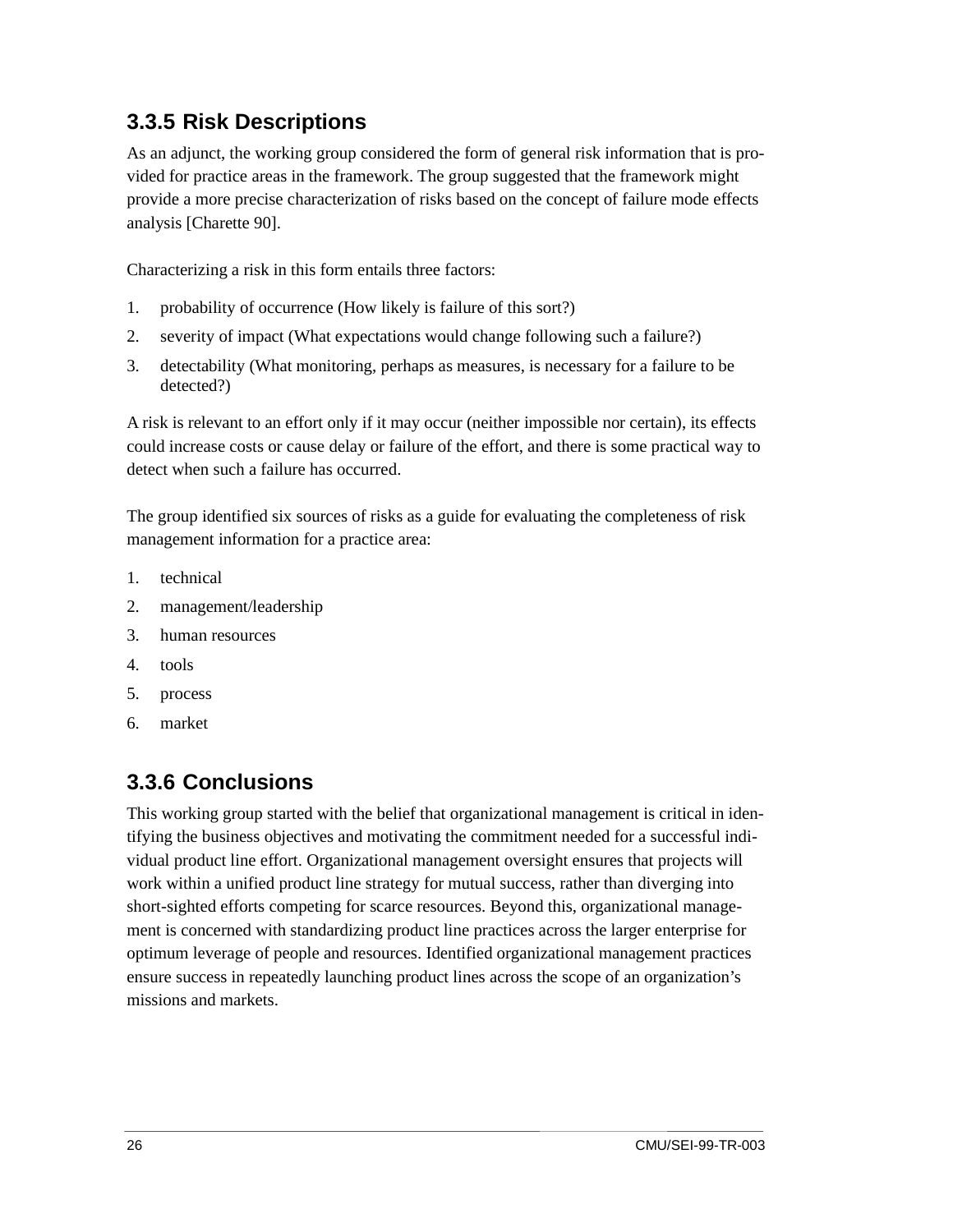### 3.3.5 Risk Descriptions

As an adjunct, the working group considered the form of general risk information that is provided for practice areas in the framework. The group suggested that the framework might provide a more precise characterization of risks based on the concept of failure mode effects analysis [Charette 90].

Characterizing a risk in this form entails three factors:

1. probability of occurrence (How likely is failure of this sort?)
2. severity of impact (What expectations would change following such a failure?)
3. detectability (What monitoring, perhaps as measures, is necessary for a failure to be detected?)

A risk is relevant to an effort only if it may occur (neither impossible nor certain), its effects could increase costs or cause delay or failure of the effort, and there is some practical way to detect when such a failure has occurred.

The group identified six sources of risks as a guide for evaluating the completeness of risk management information for a practice area:

1. technical
2. management/leadership
3. human resources
4. tools
5. process
6. market

### 3.3.6 Conclusions

This working group started with the belief that organizational management is critical in identifying the business objectives and motivating the commitment needed for a successful individual product line effort. Organizational management oversight ensures that projects will work within a unified product line strategy for mutual success, rather than diverging into short-sighted efforts competing for scarce resources. Beyond this, organizational management is concerned with standardizing product line practices across the larger enterprise for optimum leverage of people and resources. Identified organizational management practices ensure success in repeatedly launching product lines across the scope of an organization's missions and markets.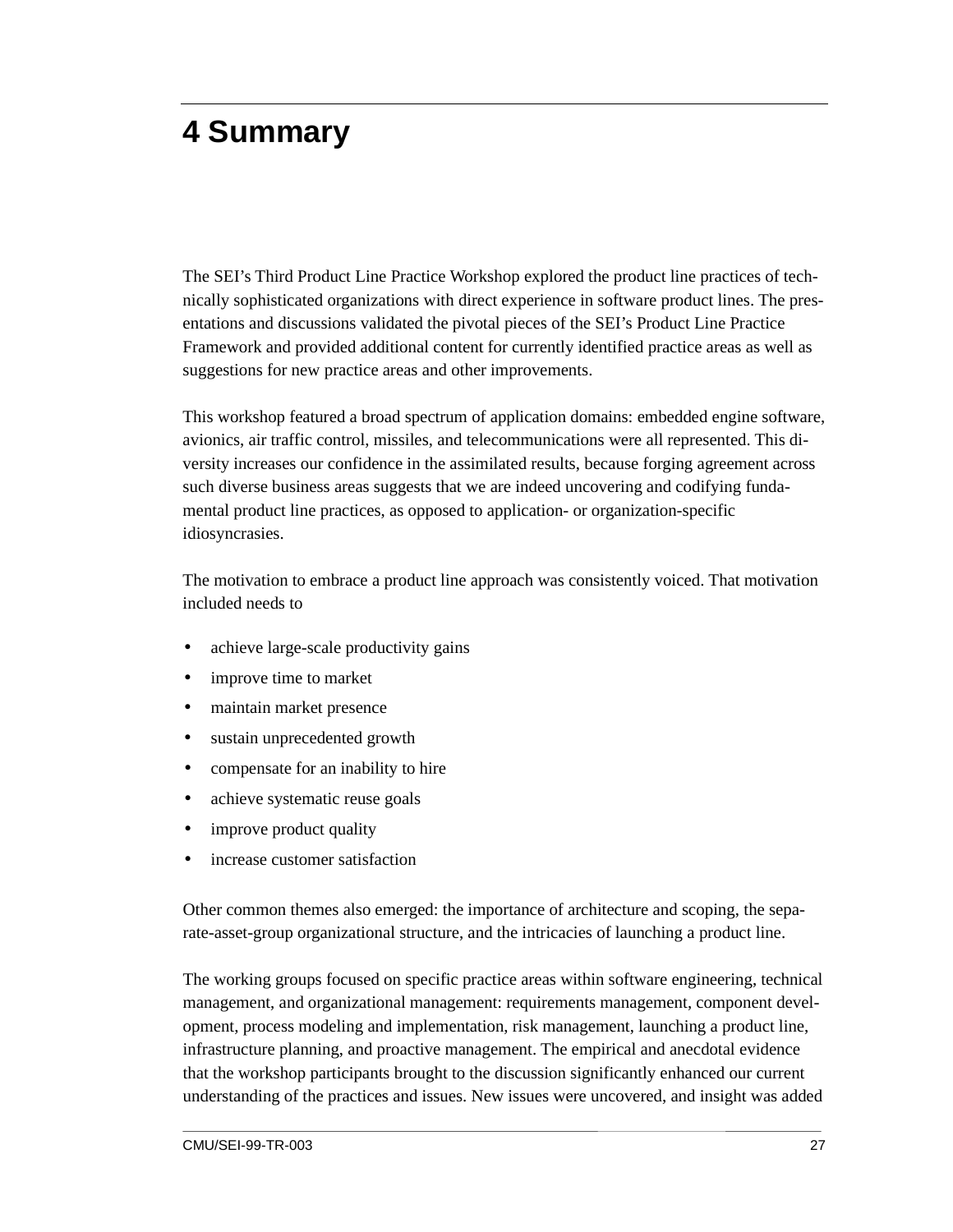# 4 Summary

The SEI's Third Product Line Practice Workshop explored the product line practices of technically sophisticated organizations with direct experience in software product lines. The presentations and discussions validated the pivotal pieces of the SEI's Product Line Practice Framework and provided additional content for currently identified practice areas as well as suggestions for new practice areas and other improvements.

This workshop featured a broad spectrum of application domains: embedded engine software, avionics, air traffic control, missiles, and telecommunications were all represented. This diversity increases our confidence in the assimilated results, because forging agreement across such diverse business areas suggests that we are indeed uncovering and codifying fundamental product line practices, as opposed to application- or organization-specific idiosyncrasies.

The motivation to embrace a product line approach was consistently voiced. That motivation included needs to

- achieve large-scale productivity gains
- improve time to market
- maintain market presence
- sustain unprecedented growth
- compensate for an inability to hire
- achieve systematic reuse goals
- improve product quality
- increase customer satisfaction

Other common themes also emerged: the importance of architecture and scoping, the separate-asset-group organizational structure, and the intricacies of launching a product line.

The working groups focused on specific practice areas within software engineering, technical management, and organizational management: requirements management, component development, process modeling and implementation, risk management, launching a product line, infrastructure planning, and proactive management. The empirical and anecdotal evidence that the workshop participants brought to the discussion significantly enhanced our current understanding of the practices and issues. New issues were uncovered, and insight was added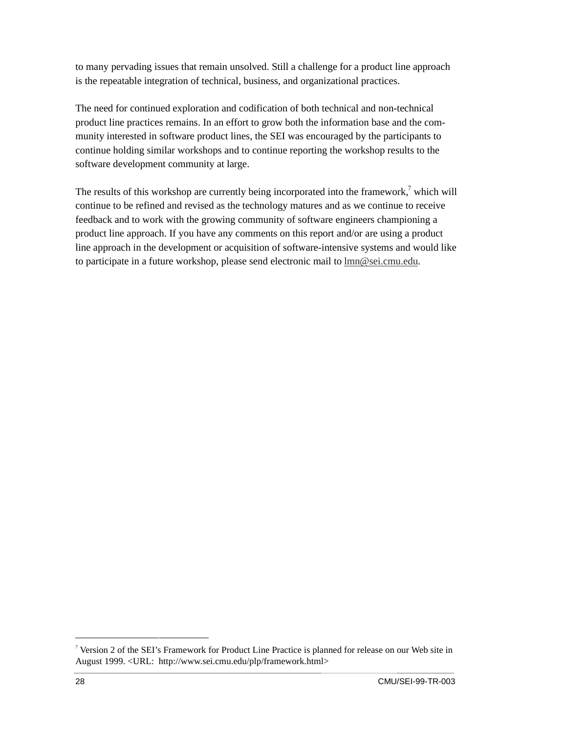to many pervading issues that remain unsolved. Still a challenge for a product line approach is the repeatable integration of technical, business, and organizational practices.

The need for continued exploration and codification of both technical and non-technical product line practices remains. In an effort to grow both the information base and the community interested in software product lines, the SEI was encouraged by the participants to continue holding similar workshops and to continue reporting the workshop results to the software development community at large.

The results of this workshop are currently being incorporated into the framework,[7] which will continue to be refined and revised as the technology matures and as we continue to receive feedback and to work with the growing community of software engineers championing a product line approach. If you have any comments on this report and/or are using a product line approach in the development or acquisition of software-intensive systems and would like to participate in a future workshop, please send electronic mail to lmn@sei.cmu.edu.

---

[7] Version 2 of the SEI's Framework for Product Line Practice is planned for release on our Web site in August 1999. <URL: http://www.sei.cmu.edu/plp/framework.html>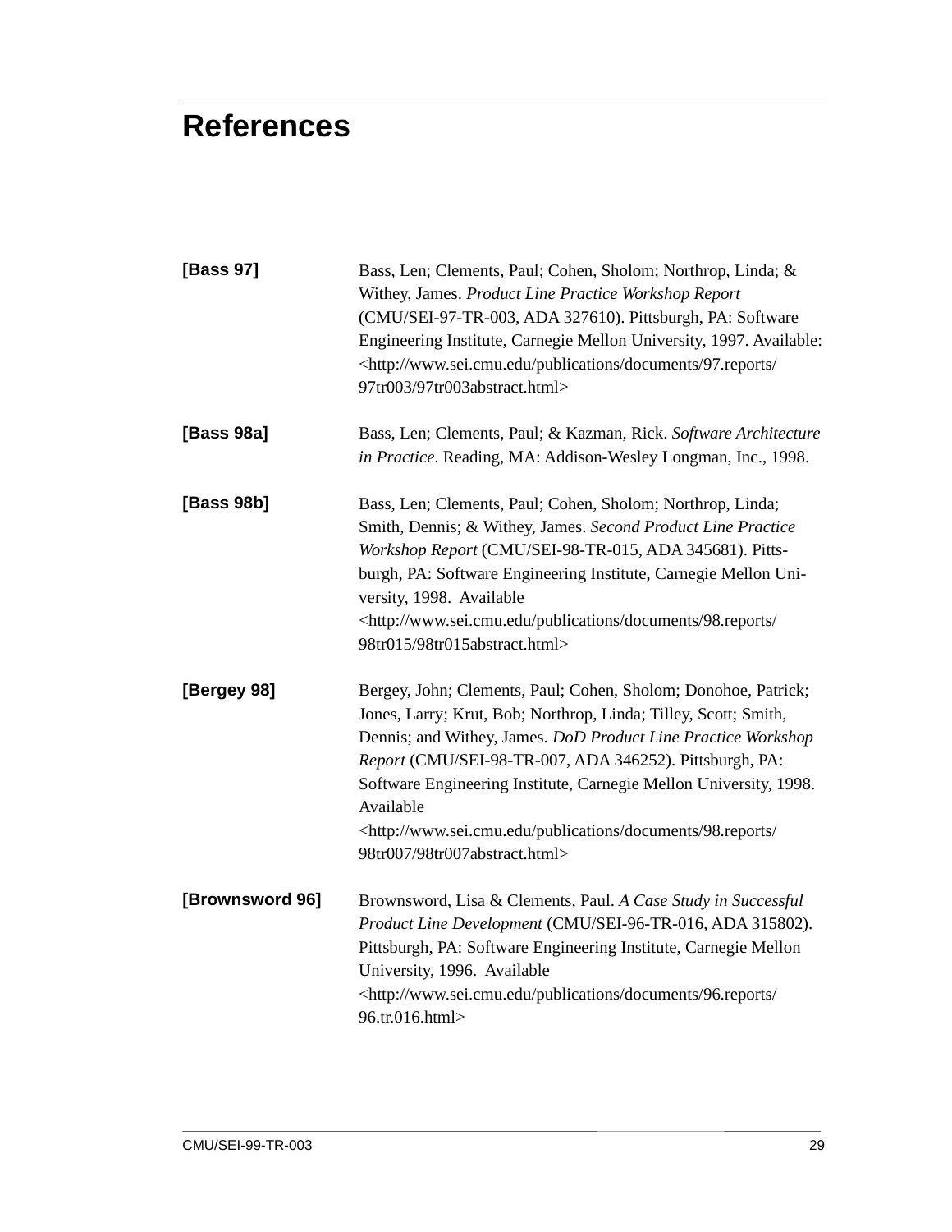# References

**[Bass 97]** Bass, Len; Clements, Paul; Cohen, Sholom; Northrop, Linda; & Withey, James. *Product Line Practice Workshop Report* (CMU/SEI-97-TR-003, ADA 327610). Pittsburgh, PA: Software Engineering Institute, Carnegie Mellon University, 1997. Available: <http://www.sei.cmu.edu/publications/documents/97.reports/97tr003/97tr003abstract.html>

**[Bass 98a]** Bass, Len; Clements, Paul; & Kazman, Rick. *Software Architecture in Practice*. Reading, MA: Addison-Wesley Longman, Inc., 1998.

**[Bass 98b]** Bass, Len; Clements, Paul; Cohen, Sholom; Northrop, Linda; Smith, Dennis; & Withey, James. *Second Product Line Practice Workshop Report* (CMU/SEI-98-TR-015, ADA 345681). Pittsburgh, PA: Software Engineering Institute, Carnegie Mellon University, 1998. Available <http://www.sei.cmu.edu/publications/documents/98.reports/98tr015/98tr015abstract.html>

**[Bergey 98]** Bergey, John; Clements, Paul; Cohen, Sholom; Donohoe, Patrick; Jones, Larry; Krut, Bob; Northrop, Linda; Tilley, Scott; Smith, Dennis; and Withey, James. *DoD Product Line Practice Workshop Report* (CMU/SEI-98-TR-007, ADA 346252). Pittsburgh, PA: Software Engineering Institute, Carnegie Mellon University, 1998. Available <http://www.sei.cmu.edu/publications/documents/98.reports/98tr007/98tr007abstract.html>

**[Brownsword 96]** Brownsword, Lisa & Clements, Paul. *A Case Study in Successful Product Line Development* (CMU/SEI-96-TR-016, ADA 315802). Pittsburgh, PA: Software Engineering Institute, Carnegie Mellon University, 1996. Available <http://www.sei.cmu.edu/publications/documents/96.reports/96.tr.016.html>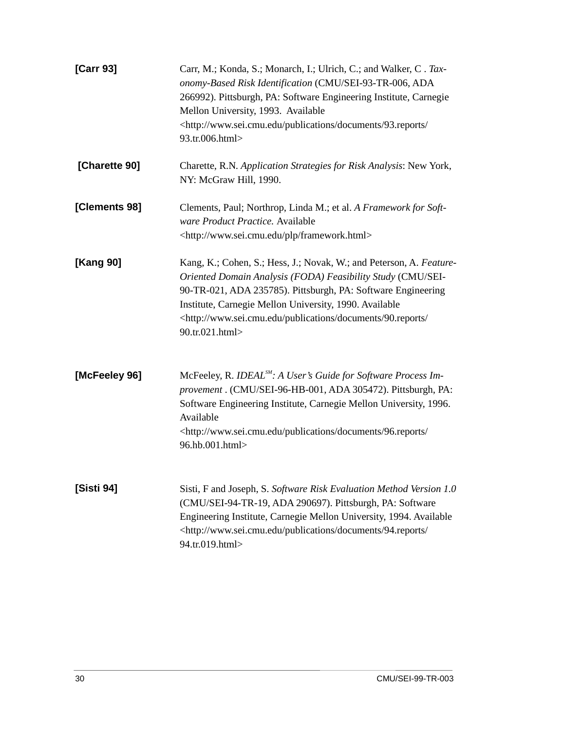**[Carr 93]** Carr, M.; Konda, S.; Monarch, I.; Ulrich, C.; and Walker, C . *Taxonomy-Based Risk Identification* (CMU/SEI-93-TR-006, ADA 266992). Pittsburgh, PA: Software Engineering Institute, Carnegie Mellon University, 1993. Available <http://www.sei.cmu.edu/publications/documents/93.reports/93.tr.006.html>

**[Charette 90]** Charette, R.N. *Application Strategies for Risk Analysis*: New York, NY: McGraw Hill, 1990.

**[Clements 98]** Clements, Paul; Northrop, Linda M.; et al. *A Framework for Software Product Practice.* Available <http://www.sei.cmu.edu/plp/framework.html>

**[Kang 90]** Kang, K.; Cohen, S.; Hess, J.; Novak, W.; and Peterson, A. *Feature-Oriented Domain Analysis (FODA) Feasibility Study* (CMU/SEI-90-TR-021, ADA 235785). Pittsburgh, PA: Software Engineering Institute, Carnegie Mellon University, 1990. Available <http://www.sei.cmu.edu/publications/documents/90.reports/90.tr.021.html>

**[McFeeley 96]** McFeeley, R. *IDEAL℠: A User's Guide for Software Process Improvement* . (CMU/SEI-96-HB-001, ADA 305472). Pittsburgh, PA: Software Engineering Institute, Carnegie Mellon University, 1996. Available <http://www.sei.cmu.edu/publications/documents/96.reports/96.hb.001.html>

**[Sisti 94]** Sisti, F and Joseph, S. *Software Risk Evaluation Method Version 1.0* (CMU/SEI-94-TR-19, ADA 290697). Pittsburgh, PA: Software Engineering Institute, Carnegie Mellon University, 1994. Available <http://www.sei.cmu.edu/publications/documents/94.reports/94.tr.019.html>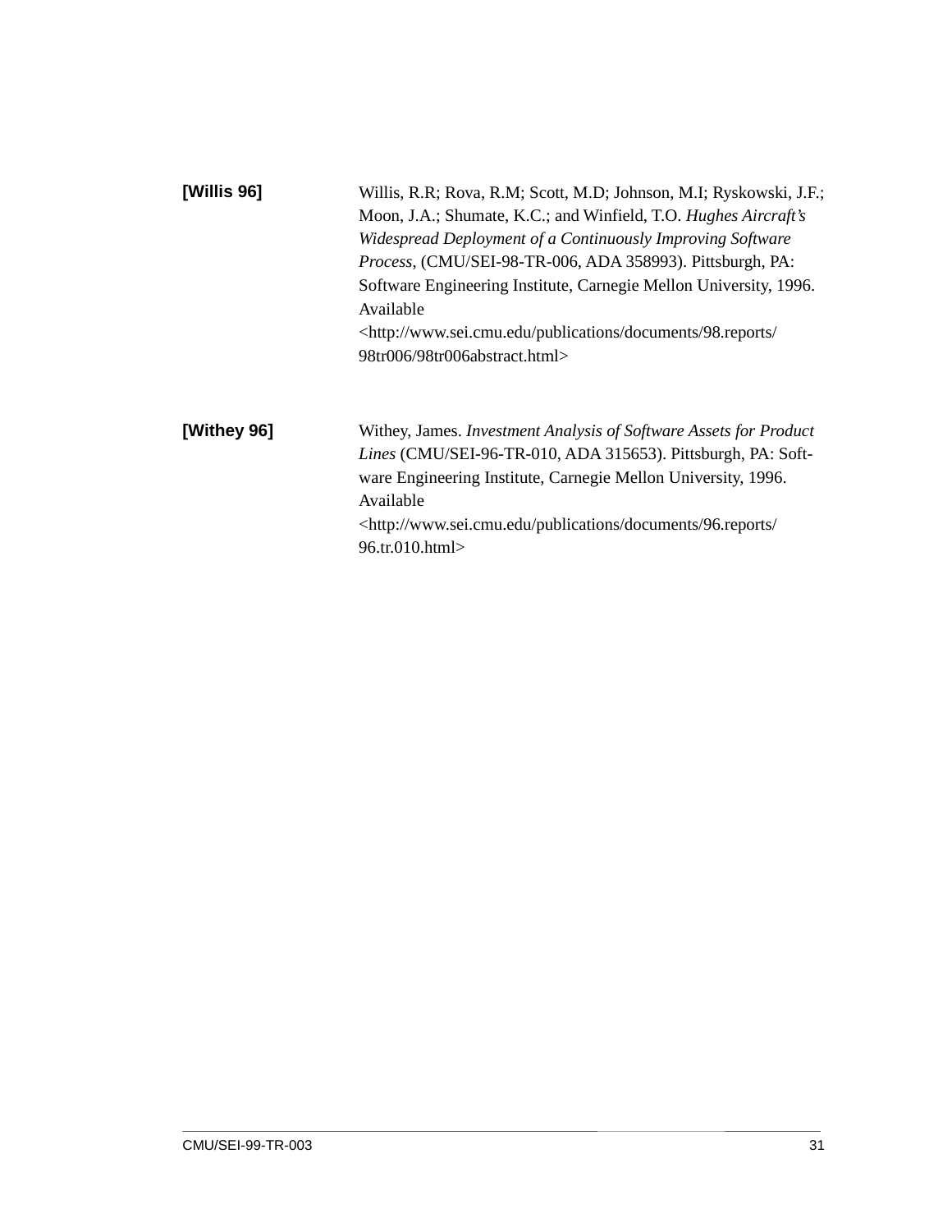**[Willis 96]** Willis, R.R; Rova, R.M; Scott, M.D; Johnson, M.I; Ryskowski, J.F.; Moon, J.A.; Shumate, K.C.; and Winfield, T.O. *Hughes Aircraft's Widespread Deployment of a Continuously Improving Software Process*, (CMU/SEI-98-TR-006, ADA 358993). Pittsburgh, PA: Software Engineering Institute, Carnegie Mellon University, 1996. Available <http://www.sei.cmu.edu/publications/documents/98.reports/98tr006/98tr006abstract.html>

**[Withey 96]** Withey, James. *Investment Analysis of Software Assets for Product Lines* (CMU/SEI-96-TR-010, ADA 315653). Pittsburgh, PA: Software Engineering Institute, Carnegie Mellon University, 1996. Available <http://www.sei.cmu.edu/publications/documents/96.reports/96.tr.010.html>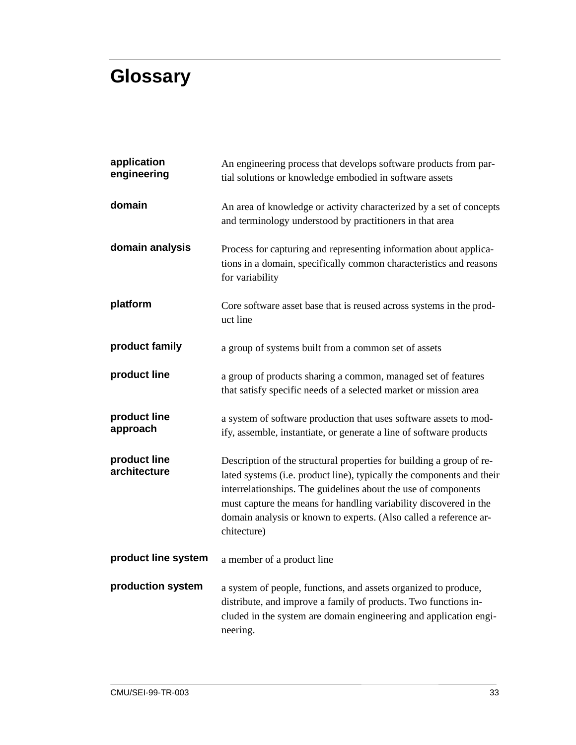# Glossary

**application engineering**
An engineering process that develops software products from partial solutions or knowledge embodied in software assets

**domain**
An area of knowledge or activity characterized by a set of concepts and terminology understood by practitioners in that area

**domain analysis**
Process for capturing and representing information about applications in a domain, specifically common characteristics and reasons for variability

**platform**
Core software asset base that is reused across systems in the product line

**product family**
a group of systems built from a common set of assets

**product line**
a group of products sharing a common, managed set of features that satisfy specific needs of a selected market or mission area

**product line approach**
a system of software production that uses software assets to modify, assemble, instantiate, or generate a line of software products

**product line architecture**
Description of the structural properties for building a group of related systems (i.e. product line), typically the components and their interrelationships. The guidelines about the use of components must capture the means for handling variability discovered in the domain analysis or known to experts. (Also called a reference architecture)

**product line system**
a member of a product line

**production system**
a system of people, functions, and assets organized to produce, distribute, and improve a family of products. Two functions included in the system are domain engineering and application engineering.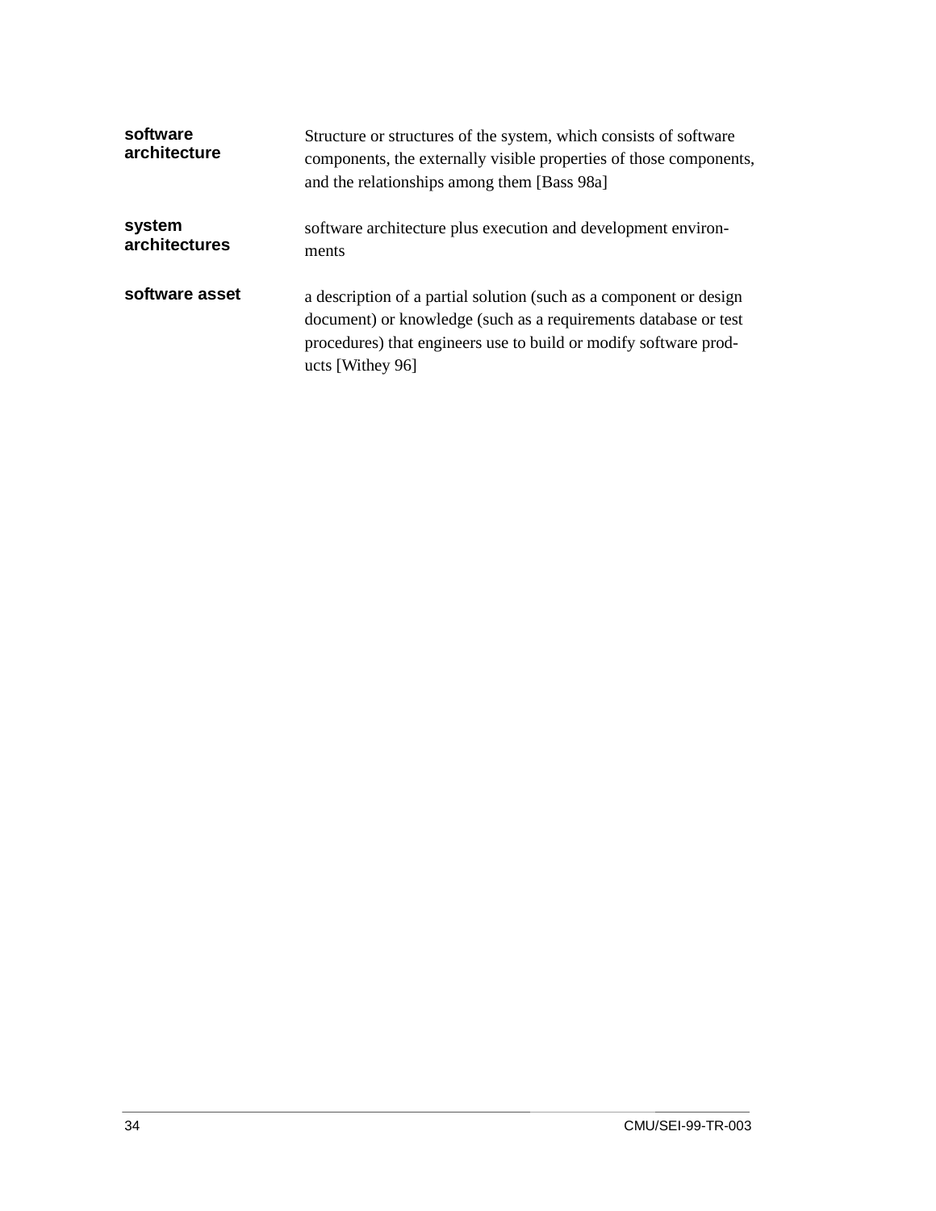**software architecture**
Structure or structures of the system, which consists of software components, the externally visible properties of those components, and the relationships among them [Bass 98a]

**system architectures**
software architecture plus execution and development environments

**software asset**
a description of a partial solution (such as a component or design document) or knowledge (such as a requirements database or test procedures) that engineers use to build or modify software products [Withey 96]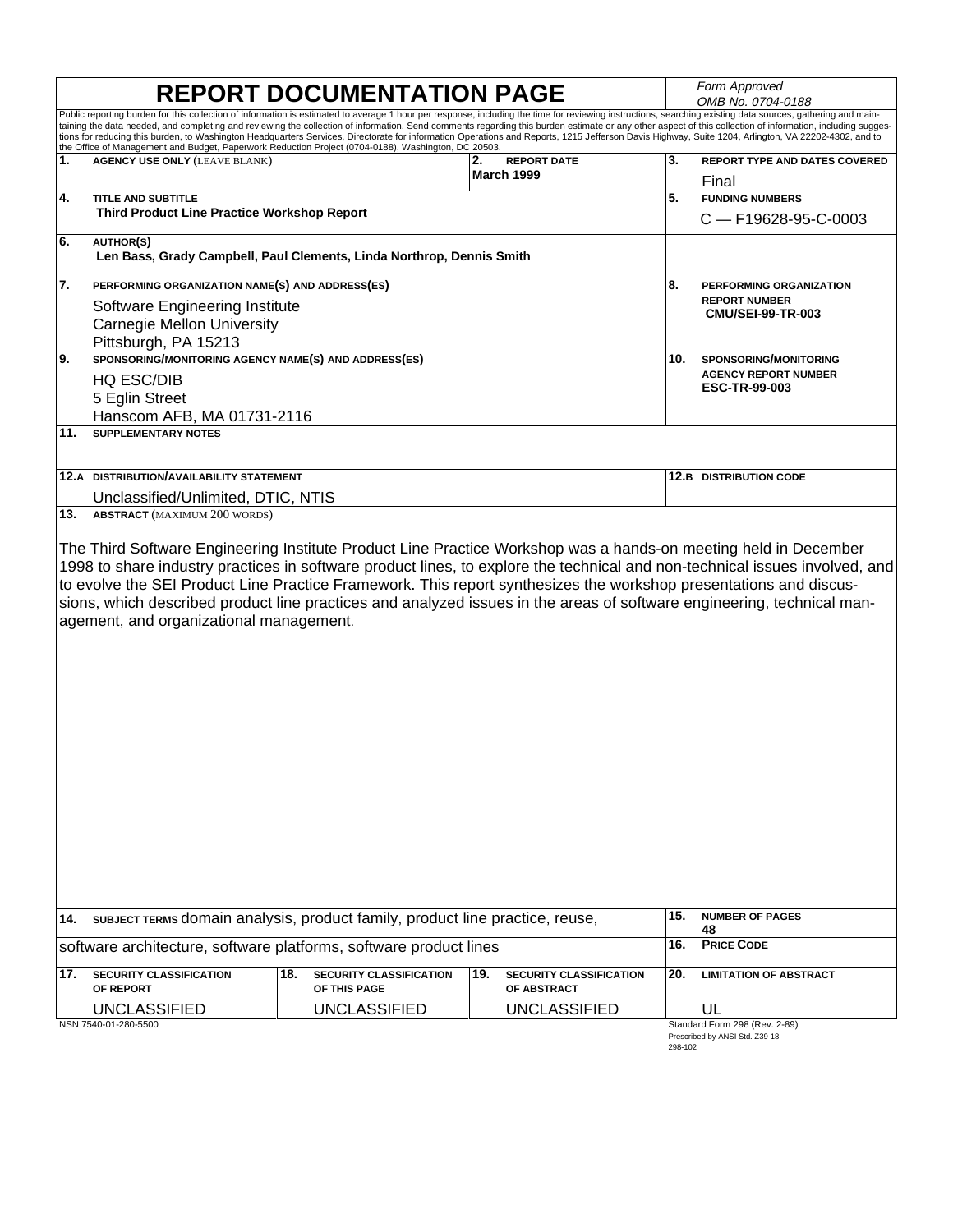# REPORT DOCUMENTATION PAGE

*Form Approved*
*OMB No. 0704-0188*

Public reporting burden for this collection of information is estimated to average 1 hour per response, including the time for reviewing instructions, searching existing data sources, gathering and maintaining the data needed, and completing and reviewing the collection of information. Send comments regarding this burden estimate or any other aspect of this collection of information, including suggestions for reducing this burden, to Washington Headquarters Services, Directorate for information Operations and Reports, 1215 Jefferson Davis Highway, Suite 1204, Arlington, VA 22202-4302, and to the Office of Management and Budget, Paperwork Reduction Project (0704-0188), Washington, DC 20503.

| | | |
|---|---|---|
| **1. AGENCY USE ONLY** (LEAVE BLANK) | **2. REPORT DATE** **March 1999** | **3. REPORT TYPE AND DATES COVERED** Final |
| **4. TITLE AND SUBTITLE** **Third Product Line Practice Workshop Report** | | **5. FUNDING NUMBERS** C — F19628-95-C-0003 |
| **6. AUTHOR(S)** **Len Bass, Grady Campbell, Paul Clements, Linda Northrop, Dennis Smith** | | |
| **7. PERFORMING ORGANIZATION NAME(S) AND ADDRESS(ES)** Software Engineering Institute, Carnegie Mellon University, Pittsburgh, PA 15213 | | **8. PERFORMING ORGANIZATION REPORT NUMBER** **CMU/SEI-99-TR-003** |
| **9. SPONSORING/MONITORING AGENCY NAME(S) AND ADDRESS(ES)** HQ ESC/DIB, 5 Eglin Street, Hanscom AFB, MA 01731-2116 | | **10. SPONSORING/MONITORING AGENCY REPORT NUMBER** **ESC-TR-99-003** |
| **11. SUPPLEMENTARY NOTES** | | |
| **12.A DISTRIBUTION/AVAILABILITY STATEMENT** Unclassified/Unlimited, DTIC, NTIS | | **12.B DISTRIBUTION CODE** |

**13. ABSTRACT** (MAXIMUM 200 WORDS)

The Third Software Engineering Institute Product Line Practice Workshop was a hands-on meeting held in December 1998 to share industry practices in software product lines, to explore the technical and non-technical issues involved, and to evolve the SEI Product Line Practice Framework. This report synthesizes the workshop presentations and discussions, which described product line practices and analyzed issues in the areas of software engineering, technical management, and organizational management.

| | | | |
|---|---|---|---|
| **14. SUBJECT TERMS** domain analysis, product family, product line practice, reuse, software architecture, software platforms, software product lines | | | **15. NUMBER OF PAGES** 48 |
| | | | **16. PRICE CODE** |
| **17. SECURITY CLASSIFICATION OF REPORT** UNCLASSIFIED | **18. SECURITY CLASSIFICATION OF THIS PAGE** UNCLASSIFIED | **19. SECURITY CLASSIFICATION OF ABSTRACT** UNCLASSIFIED | **20. LIMITATION OF ABSTRACT** UL |

NSN 7540-01-280-5500

Standard Form 298 (Rev. 2-89)
Prescribed by ANSI Std. Z39-18
298-102